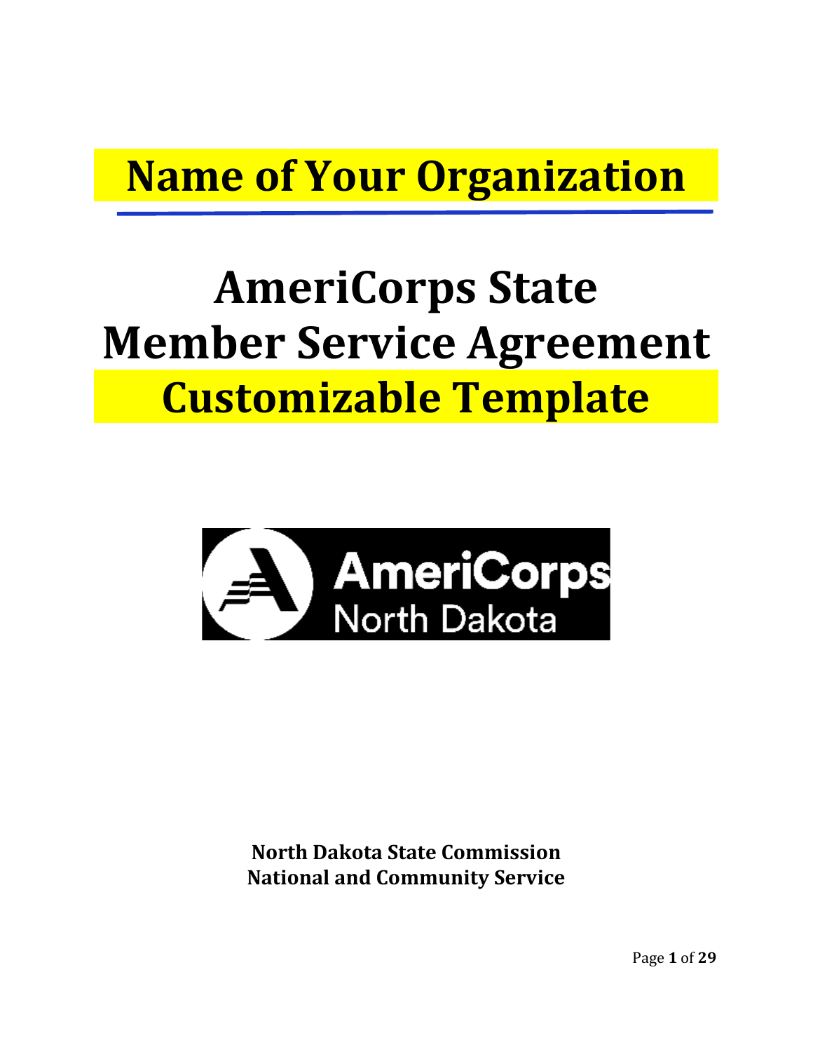# Name of Your Organization

# AmeriCorps State Member Service Agreement Customizable Template

AmeriCorps North Dakota

**North Dakota State Commission**
**National and Community Service**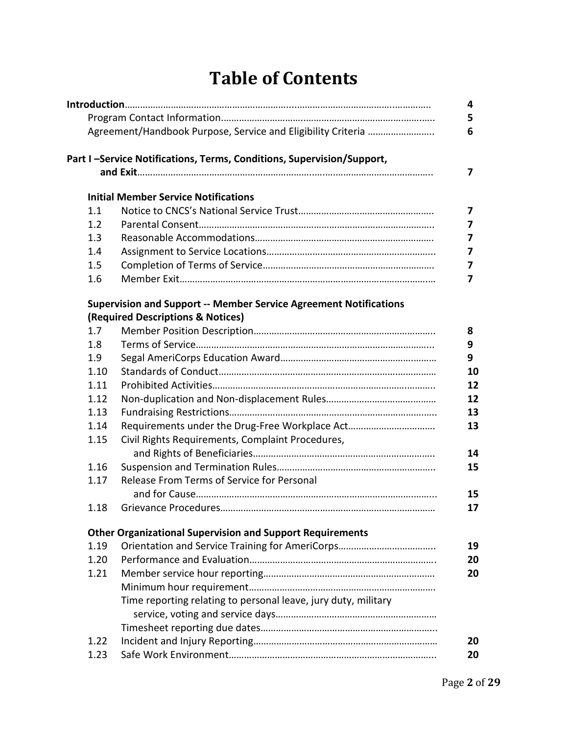# Table of Contents

| | | |
|---|---|---|
| **Introduction** | | **4** |
| | Program Contact Information | **5** |
| | Agreement/Handbook Purpose, Service and Eligibility Criteria | **6** |
| **Part I –Service Notifications, Terms, Conditions, Supervision/Support, and Exit** | | **7** |
| | **Initial Member Service Notifications** | |
| 1.1 | Notice to CNCS's National Service Trust | **7** |
| 1.2 | Parental Consent | **7** |
| 1.3 | Reasonable Accommodations | **7** |
| 1.4 | Assignment to Service Locations | **7** |
| 1.5 | Completion of Terms of Service | **7** |
| 1.6 | Member Exit | **7** |
| | **Supervision and Support -- Member Service Agreement Notifications (Required Descriptions & Notices)** | |
| 1.7 | Member Position Description | **8** |
| 1.8 | Terms of Service | **9** |
| 1.9 | Segal AmeriCorps Education Award | **9** |
| 1.10 | Standards of Conduct | **10** |
| 1.11 | Prohibited Activities | **12** |
| 1.12 | Non-duplication and Non-displacement Rules | **12** |
| 1.13 | Fundraising Restrictions | **13** |
| 1.14 | Requirements under the Drug-Free Workplace Act | **13** |
| 1.15 | Civil Rights Requirements, Complaint Procedures, and Rights of Beneficiaries | **14** |
| 1.16 | Suspension and Termination Rules | **15** |
| 1.17 | Release From Terms of Service for Personal and for Cause | **15** |
| 1.18 | Grievance Procedures | **17** |
| | **Other Organizational Supervision and Support Requirements** | |
| 1.19 | Orientation and Service Training for AmeriCorps | **19** |
| 1.20 | Performance and Evaluation | **20** |
| 1.21 | Member service hour reporting | **20** |
| | Minimum hour requirement | |
| | Time reporting relating to personal leave, jury duty, military service, voting and service days | |
| | Timesheet reporting due dates | |
| 1.22 | Incident and Injury Reporting | **20** |
| 1.23 | Safe Work Environment | **20** |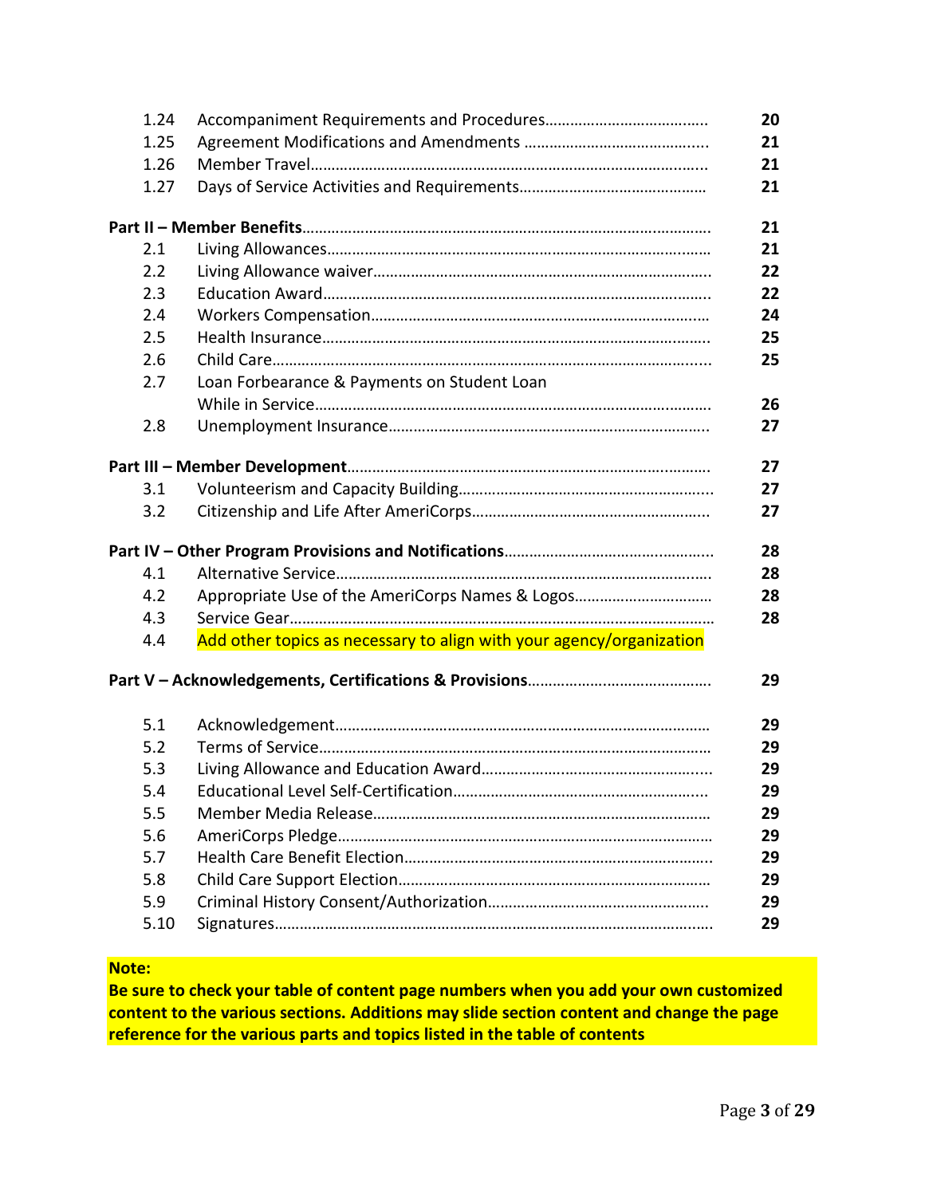| | | |
|---|---|---|
| 1.24 | Accompaniment Requirements and Procedures………………………………… | 20 |
| 1.25 | Agreement Modifications and Amendments …………………………………….. | 21 |
| 1.26 | Member Travel…………………………………………………………………………….. | 21 |
| 1.27 | Days of Service Activities and Requirements……………………………………… | 21 |
| **Part II – Member Benefits**……………………………………………………………………… | | **21** |
| 2.1 | Living Allowances…………………………………………………………………………… | 21 |
| 2.2 | Living Allowance waiver……………………………………………………………………. | 22 |
| 2.3 | Education Award……………………………………………………………………………. | 22 |
| 2.4 | Workers Compensation……………………………………………………………………… | 24 |
| 2.5 | Health Insurance…………………………………………………………………………….. | 25 |
| 2.6 | Child Care…………………………………………………………………………………….. | 25 |
| 2.7 | Loan Forbearance & Payments on Student Loan While in Service…………………………………………………………………………… | 26 |
| 2.8 | Unemployment Insurance…………………………………………………………………. | 27 |
| **Part III – Member Development**………………………………………………………………… | | **27** |
| 3.1 | Volunteerism and Capacity Building…………………………………………………….. | 27 |
| 3.2 | Citizenship and Life After AmeriCorps………………………………………………….. | 27 |
| **Part IV – Other Program Provisions and Notifications**……………………………………… | | **28** |
| 4.1 | Alternative Service……………………………………………………………………………. | 28 |
| 4.2 | Appropriate Use of the AmeriCorps Names & Logos…………………………………… | 28 |
| 4.3 | Service Gear…………………………………………………………………………………… | 28 |
| 4.4 | Add other topics as necessary to align with your agency/organization | |
| **Part V – Acknowledgements, Certifications & Provisions**………………………………………. | | **29** |
| 5.1 | Acknowledgement……………………………………………………………………………. | 29 |
| 5.2 | Terms of Service………………………………………………………………………………. | 29 |
| 5.3 | Living Allowance and Education Award…………………………………………………. | 29 |
| 5.4 | Educational Level Self-Certification……………………………………………………… | 29 |
| 5.5 | Member Media Release……………………………………………………………………… | 29 |
| 5.6 | AmeriCorps Pledge…………………………………………………………………………… | 29 |
| 5.7 | Health Care Benefit Election……………………………………………………………….. | 29 |
| 5.8 | Child Care Support Election……………………………………………………………….. | 29 |
| 5.9 | Criminal History Consent/Authorization………………………………………………… | 29 |
| 5.10 | Signatures……………………………………………………………………………………… | 29 |

**Note:**
**Be sure to check your table of content page numbers when you add your own customized content to the various sections. Additions may slide section content and change the page reference for the various parts and topics listed in the table of contents**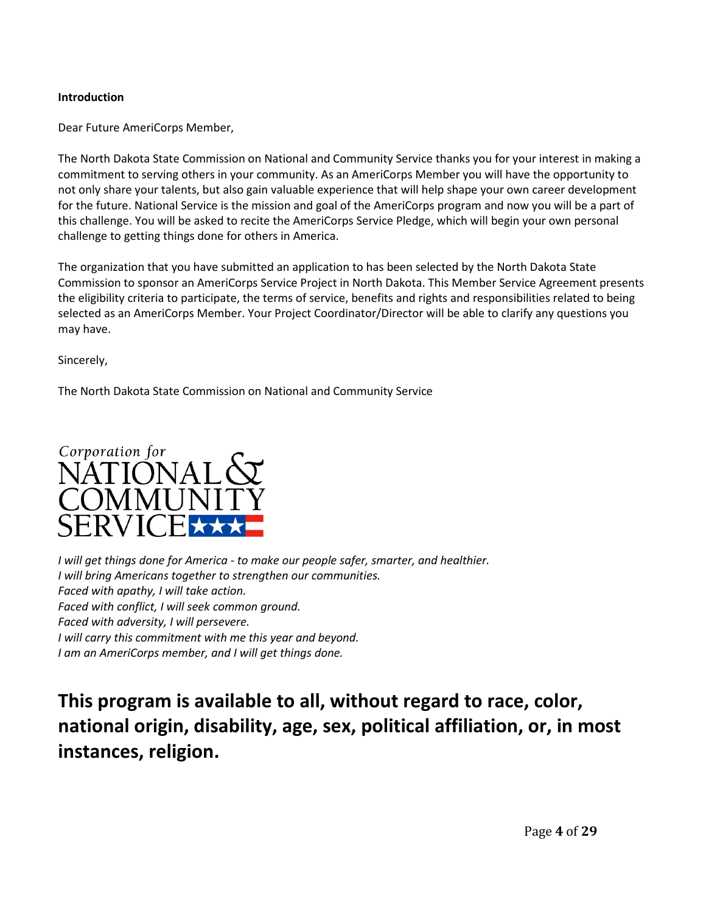**Introduction**

Dear Future AmeriCorps Member,

The North Dakota State Commission on National and Community Service thanks you for your interest in making a commitment to serving others in your community. As an AmeriCorps Member you will have the opportunity to not only share your talents, but also gain valuable experience that will help shape your own career development for the future. National Service is the mission and goal of the AmeriCorps program and now you will be a part of this challenge. You will be asked to recite the AmeriCorps Service Pledge, which will begin your own personal challenge to getting things done for others in America.

The organization that you have submitted an application to has been selected by the North Dakota State Commission to sponsor an AmeriCorps Service Project in North Dakota. This Member Service Agreement presents the eligibility criteria to participate, the terms of service, benefits and rights and responsibilities related to being selected as an AmeriCorps Member. Your Project Coordinator/Director will be able to clarify any questions you may have.

Sincerely,

The North Dakota State Commission on National and Community Service

Corporation for NATIONAL & COMMUNITY SERVICE

*I will get things done for America - to make our people safer, smarter, and healthier.*
*I will bring Americans together to strengthen our communities.*
*Faced with apathy, I will take action.*
*Faced with conflict, I will seek common ground.*
*Faced with adversity, I will persevere.*
*I will carry this commitment with me this year and beyond.*
*I am an AmeriCorps member, and I will get things done.*

## This program is available to all, without regard to race, color, national origin, disability, age, sex, political affiliation, or, in most instances, religion.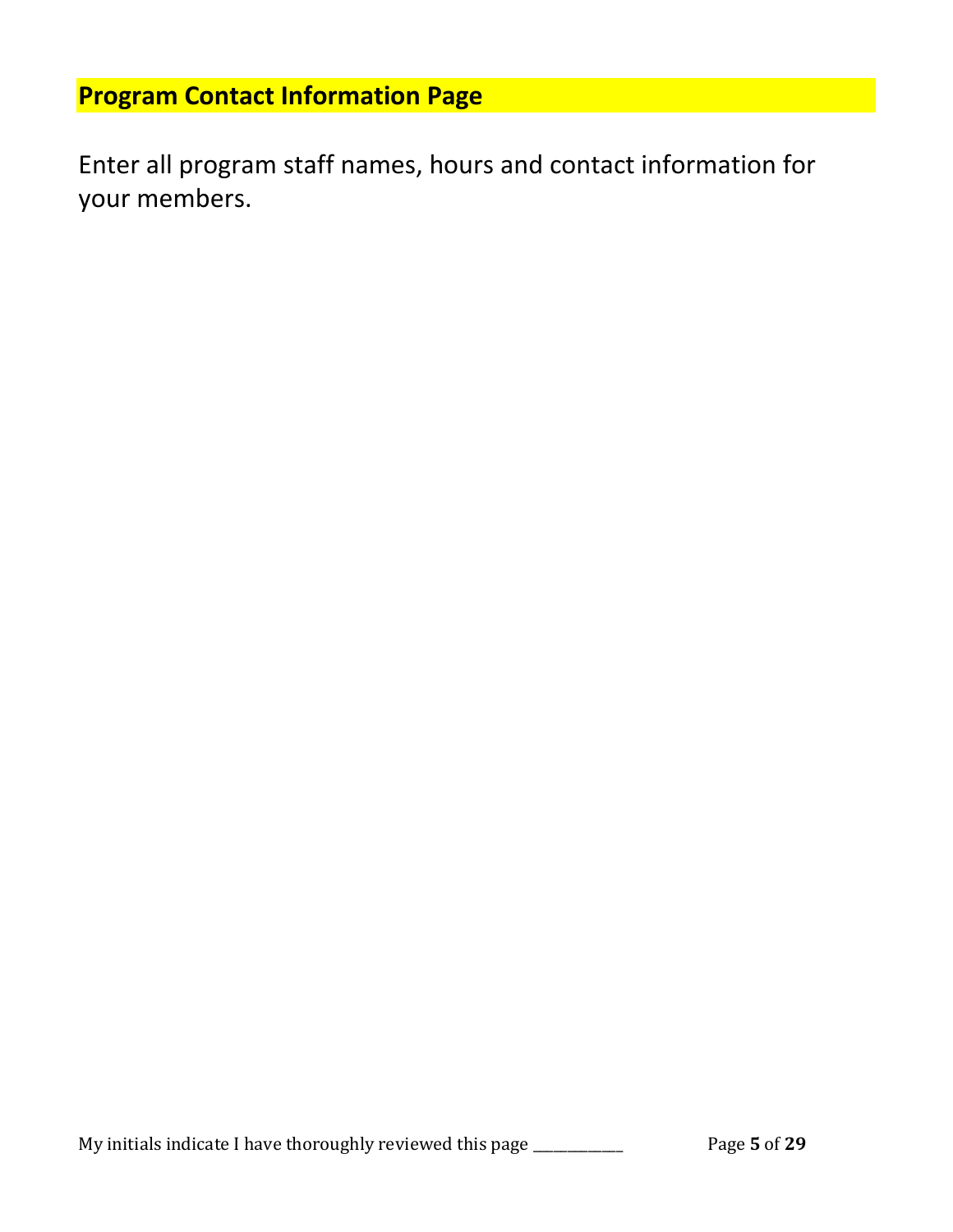## Program Contact Information Page

Enter all program staff names, hours and contact information for your members.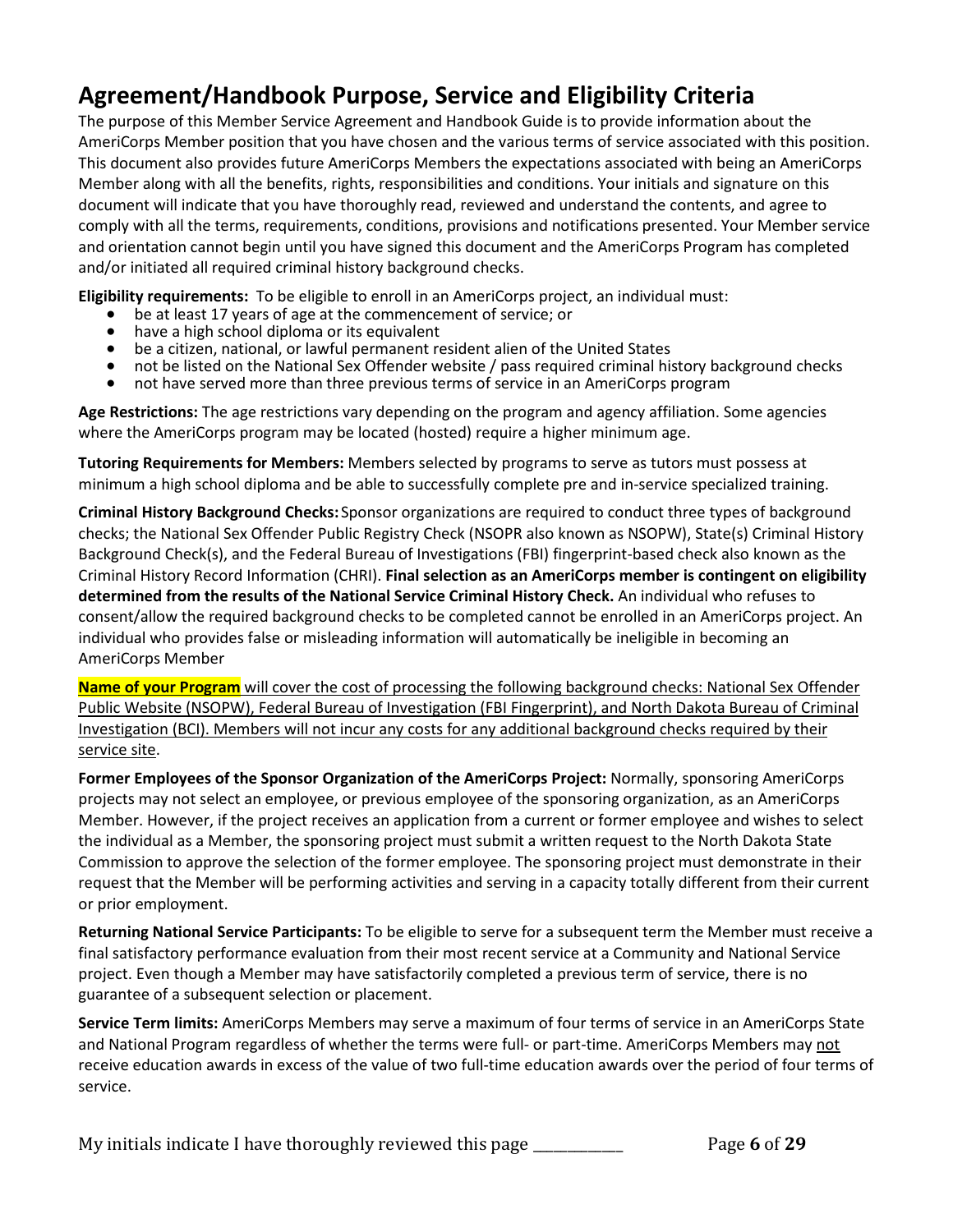# Agreement/Handbook Purpose, Service and Eligibility Criteria

The purpose of this Member Service Agreement and Handbook Guide is to provide information about the AmeriCorps Member position that you have chosen and the various terms of service associated with this position. This document also provides future AmeriCorps Members the expectations associated with being an AmeriCorps Member along with all the benefits, rights, responsibilities and conditions. Your initials and signature on this document will indicate that you have thoroughly read, reviewed and understand the contents, and agree to comply with all the terms, requirements, conditions, provisions and notifications presented. Your Member service and orientation cannot begin until you have signed this document and the AmeriCorps Program has completed and/or initiated all required criminal history background checks.

**Eligibility requirements:** To be eligible to enroll in an AmeriCorps project, an individual must:

- be at least 17 years of age at the commencement of service; or
- have a high school diploma or its equivalent
- be a citizen, national, or lawful permanent resident alien of the United States
- not be listed on the National Sex Offender website / pass required criminal history background checks
- not have served more than three previous terms of service in an AmeriCorps program

**Age Restrictions:** The age restrictions vary depending on the program and agency affiliation. Some agencies where the AmeriCorps program may be located (hosted) require a higher minimum age.

**Tutoring Requirements for Members:** Members selected by programs to serve as tutors must possess at minimum a high school diploma and be able to successfully complete pre and in-service specialized training.

**Criminal History Background Checks:** Sponsor organizations are required to conduct three types of background checks; the National Sex Offender Public Registry Check (NSOPR also known as NSOPW), State(s) Criminal History Background Check(s), and the Federal Bureau of Investigations (FBI) fingerprint-based check also known as the Criminal History Record Information (CHRI). **Final selection as an AmeriCorps member is contingent on eligibility determined from the results of the National Service Criminal History Check.** An individual who refuses to consent/allow the required background checks to be completed cannot be enrolled in an AmeriCorps project. An individual who provides false or misleading information will automatically be ineligible in becoming an AmeriCorps Member

**Name of your Program** will cover the cost of processing the following background checks: National Sex Offender Public Website (NSOPW), Federal Bureau of Investigation (FBI Fingerprint), and North Dakota Bureau of Criminal Investigation (BCI). Members will not incur any costs for any additional background checks required by their service site.

**Former Employees of the Sponsor Organization of the AmeriCorps Project:** Normally, sponsoring AmeriCorps projects may not select an employee, or previous employee of the sponsoring organization, as an AmeriCorps Member. However, if the project receives an application from a current or former employee and wishes to select the individual as a Member, the sponsoring project must submit a written request to the North Dakota State Commission to approve the selection of the former employee. The sponsoring project must demonstrate in their request that the Member will be performing activities and serving in a capacity totally different from their current or prior employment.

**Returning National Service Participants:** To be eligible to serve for a subsequent term the Member must receive a final satisfactory performance evaluation from their most recent service at a Community and National Service project. Even though a Member may have satisfactorily completed a previous term of service, there is no guarantee of a subsequent selection or placement.

**Service Term limits:** AmeriCorps Members may serve a maximum of four terms of service in an AmeriCorps State and National Program regardless of whether the terms were full- or part-time. AmeriCorps Members may not receive education awards in excess of the value of two full-time education awards over the period of four terms of service.

My initials indicate I have thoroughly reviewed this page ___________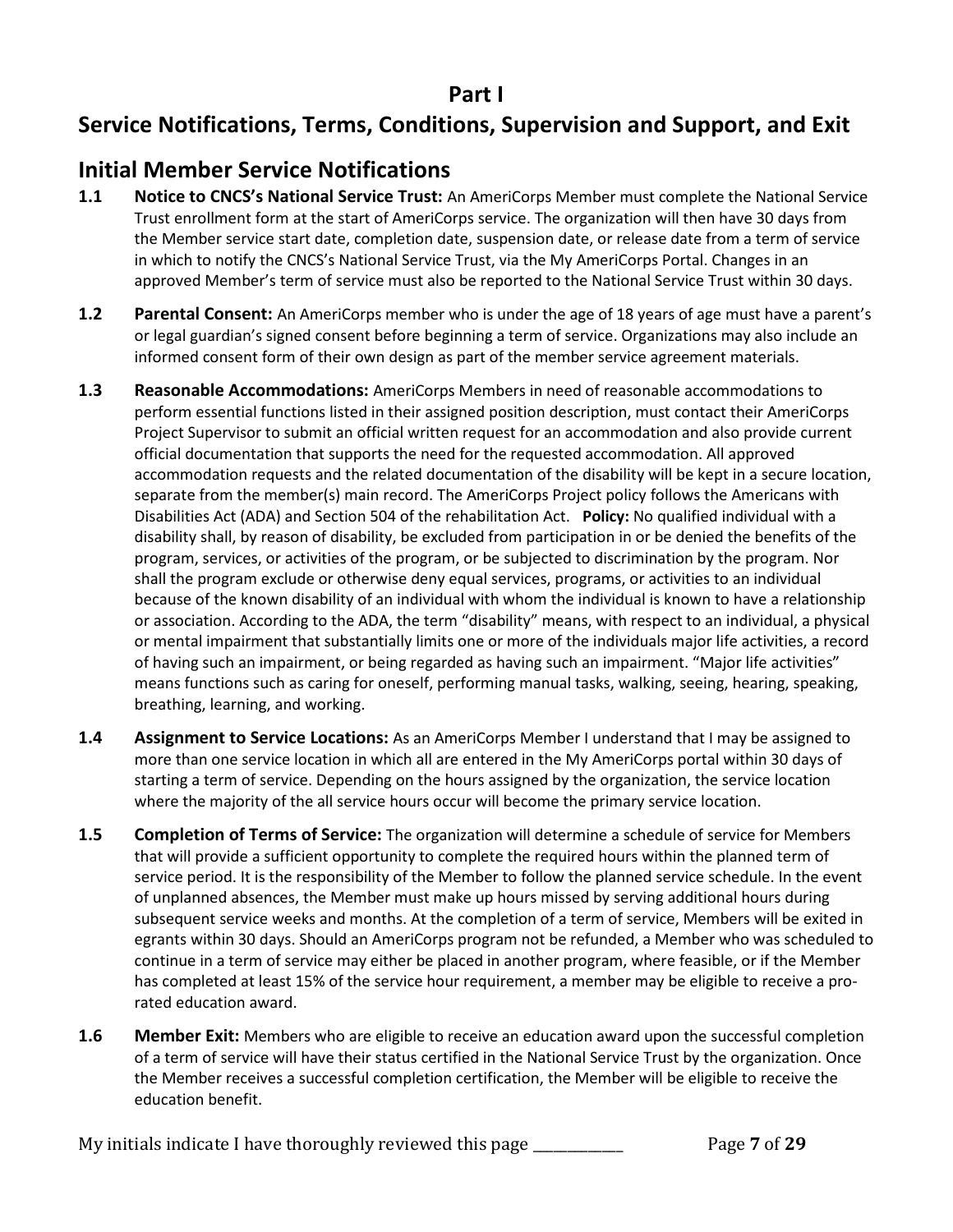# Part I

# Service Notifications, Terms, Conditions, Supervision and Support, and Exit

## Initial Member Service Notifications

**1.1 Notice to CNCS's National Service Trust:** An AmeriCorps Member must complete the National Service Trust enrollment form at the start of AmeriCorps service. The organization will then have 30 days from the Member service start date, completion date, suspension date, or release date from a term of service in which to notify the CNCS's National Service Trust, via the My AmeriCorps Portal. Changes in an approved Member's term of service must also be reported to the National Service Trust within 30 days.

**1.2 Parental Consent:** An AmeriCorps member who is under the age of 18 years of age must have a parent's or legal guardian's signed consent before beginning a term of service. Organizations may also include an informed consent form of their own design as part of the member service agreement materials.

**1.3 Reasonable Accommodations:** AmeriCorps Members in need of reasonable accommodations to perform essential functions listed in their assigned position description, must contact their AmeriCorps Project Supervisor to submit an official written request for an accommodation and also provide current official documentation that supports the need for the requested accommodation. All approved accommodation requests and the related documentation of the disability will be kept in a secure location, separate from the member(s) main record. The AmeriCorps Project policy follows the Americans with Disabilities Act (ADA) and Section 504 of the rehabilitation Act. **Policy:** No qualified individual with a disability shall, by reason of disability, be excluded from participation in or be denied the benefits of the program, services, or activities of the program, or be subjected to discrimination by the program. Nor shall the program exclude or otherwise deny equal services, programs, or activities to an individual because of the known disability of an individual with whom the individual is known to have a relationship or association. According to the ADA, the term "disability" means, with respect to an individual, a physical or mental impairment that substantially limits one or more of the individuals major life activities, a record of having such an impairment, or being regarded as having such an impairment. "Major life activities" means functions such as caring for oneself, performing manual tasks, walking, seeing, hearing, speaking, breathing, learning, and working.

**1.4 Assignment to Service Locations:** As an AmeriCorps Member I understand that I may be assigned to more than one service location in which all are entered in the My AmeriCorps portal within 30 days of starting a term of service. Depending on the hours assigned by the organization, the service location where the majority of the all service hours occur will become the primary service location.

**1.5 Completion of Terms of Service:** The organization will determine a schedule of service for Members that will provide a sufficient opportunity to complete the required hours within the planned term of service period. It is the responsibility of the Member to follow the planned service schedule. In the event of unplanned absences, the Member must make up hours missed by serving additional hours during subsequent service weeks and months. At the completion of a term of service, Members will be exited in egrants within 30 days. Should an AmeriCorps program not be refunded, a Member who was scheduled to continue in a term of service may either be placed in another program, where feasible, or if the Member has completed at least 15% of the service hour requirement, a member may be eligible to receive a pro-rated education award.

**1.6 Member Exit:** Members who are eligible to receive an education award upon the successful completion of a term of service will have their status certified in the National Service Trust by the organization. Once the Member receives a successful completion certification, the Member will be eligible to receive the education benefit.

My initials indicate I have thoroughly reviewed this page ___________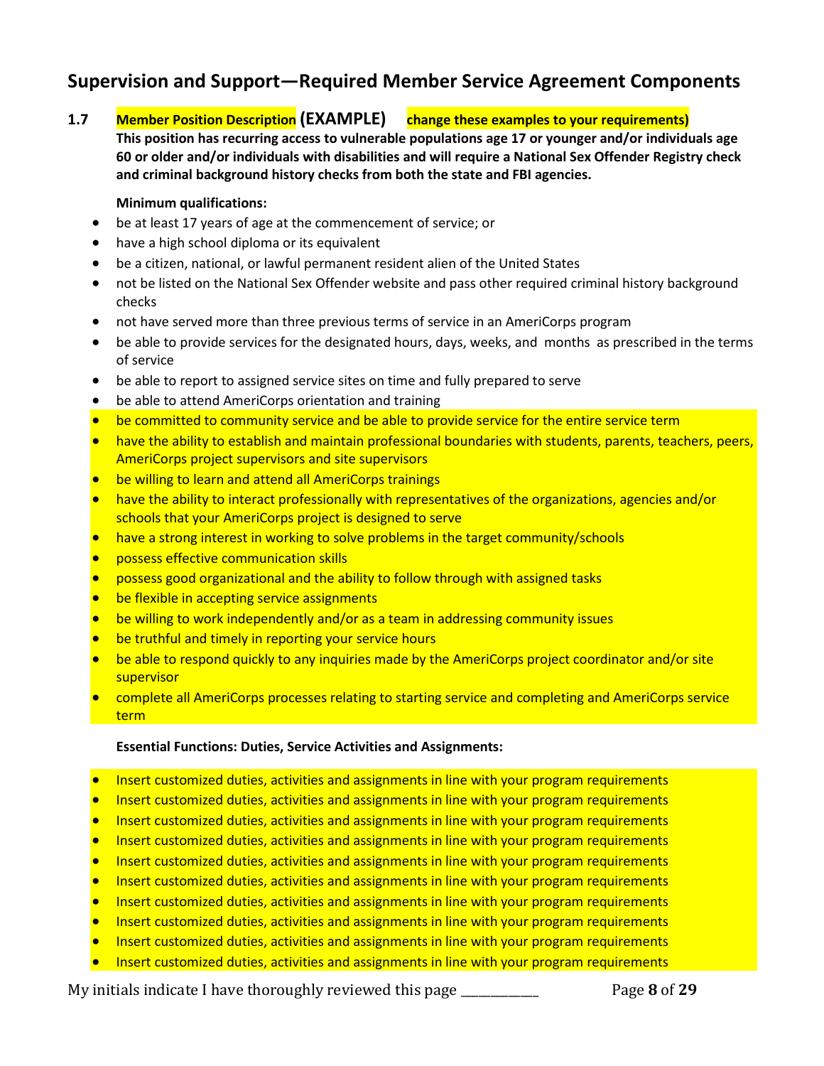## Supervision and Support—Required Member Service Agreement Components

**1.7 Member Position Description (EXAMPLE) change these examples to your requirements)**

**This position has recurring access to vulnerable populations age 17 or younger and/or individuals age 60 or older and/or individuals with disabilities and will require a National Sex Offender Registry check and criminal background history checks from both the state and FBI agencies.**

**Minimum qualifications:**

- be at least 17 years of age at the commencement of service; or
- have a high school diploma or its equivalent
- be a citizen, national, or lawful permanent resident alien of the United States
- not be listed on the National Sex Offender website and pass other required criminal history background checks
- not have served more than three previous terms of service in an AmeriCorps program
- be able to provide services for the designated hours, days, weeks, and months as prescribed in the terms of service
- be able to report to assigned service sites on time and fully prepared to serve
- be able to attend AmeriCorps orientation and training
- be committed to community service and be able to provide service for the entire service term
- have the ability to establish and maintain professional boundaries with students, parents, teachers, peers, AmeriCorps project supervisors and site supervisors
- be willing to learn and attend all AmeriCorps trainings
- have the ability to interact professionally with representatives of the organizations, agencies and/or schools that your AmeriCorps project is designed to serve
- have a strong interest in working to solve problems in the target community/schools
- possess effective communication skills
- possess good organizational and the ability to follow through with assigned tasks
- be flexible in accepting service assignments
- be willing to work independently and/or as a team in addressing community issues
- be truthful and timely in reporting your service hours
- be able to respond quickly to any inquiries made by the AmeriCorps project coordinator and/or site supervisor
- complete all AmeriCorps processes relating to starting service and completing and AmeriCorps service term

**Essential Functions: Duties, Service Activities and Assignments:**

- Insert customized duties, activities and assignments in line with your program requirements
- Insert customized duties, activities and assignments in line with your program requirements
- Insert customized duties, activities and assignments in line with your program requirements
- Insert customized duties, activities and assignments in line with your program requirements
- Insert customized duties, activities and assignments in line with your program requirements
- Insert customized duties, activities and assignments in line with your program requirements
- Insert customized duties, activities and assignments in line with your program requirements
- Insert customized duties, activities and assignments in line with your program requirements
- Insert customized duties, activities and assignments in line with your program requirements
- Insert customized duties, activities and assignments in line with your program requirements

My initials indicate I have thoroughly reviewed this page ___________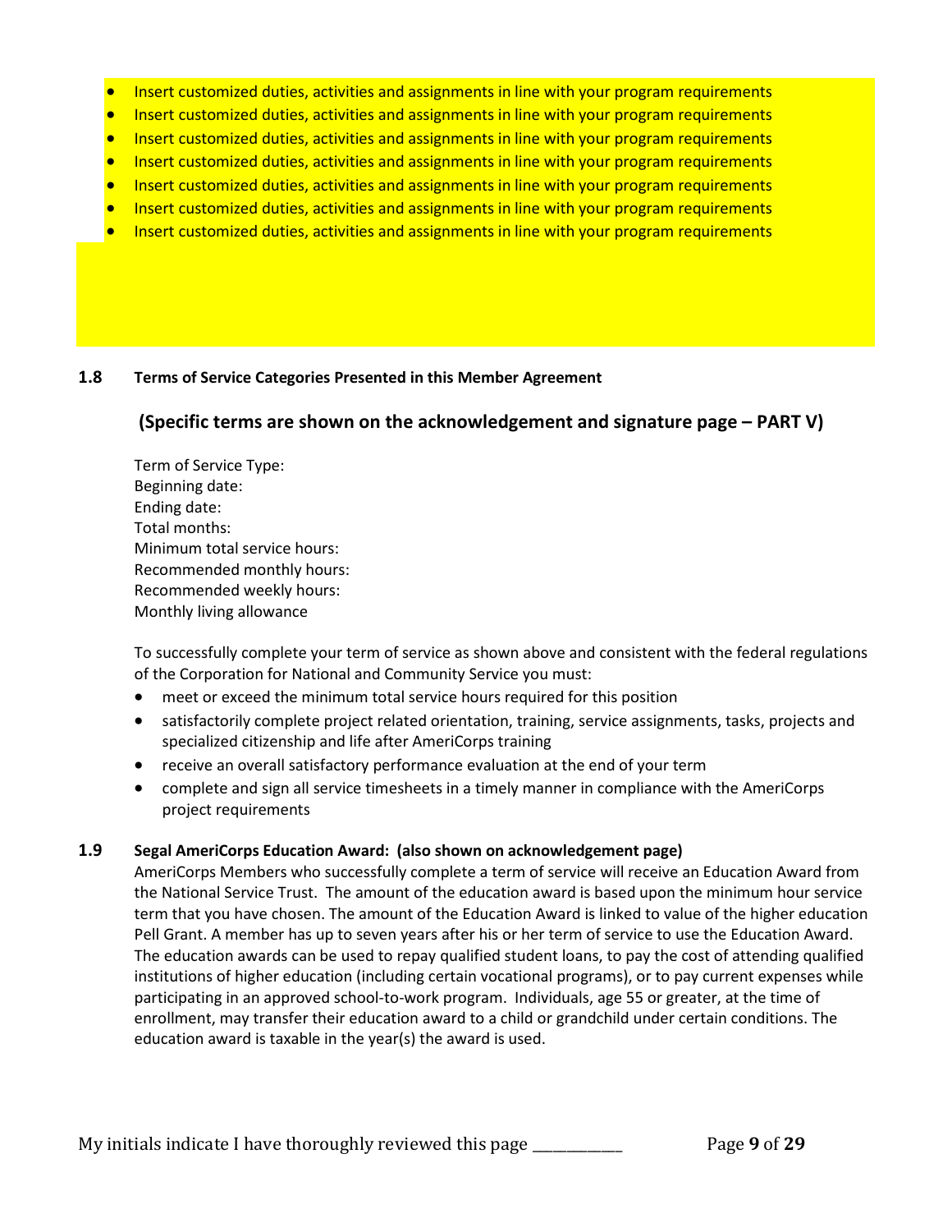- Insert customized duties, activities and assignments in line with your program requirements
- Insert customized duties, activities and assignments in line with your program requirements
- Insert customized duties, activities and assignments in line with your program requirements
- Insert customized duties, activities and assignments in line with your program requirements
- Insert customized duties, activities and assignments in line with your program requirements
- Insert customized duties, activities and assignments in line with your program requirements
- Insert customized duties, activities and assignments in line with your program requirements

### 1.8 Terms of Service Categories Presented in this Member Agreement

**(Specific terms are shown on the acknowledgement and signature page – PART V)**

Term of Service Type:
Beginning date:
Ending date:
Total months:
Minimum total service hours:
Recommended monthly hours:
Recommended weekly hours:
Monthly living allowance

To successfully complete your term of service as shown above and consistent with the federal regulations of the Corporation for National and Community Service you must:

- meet or exceed the minimum total service hours required for this position
- satisfactorily complete project related orientation, training, service assignments, tasks, projects and specialized citizenship and life after AmeriCorps training
- receive an overall satisfactory performance evaluation at the end of your term
- complete and sign all service timesheets in a timely manner in compliance with the AmeriCorps project requirements

### 1.9 Segal AmeriCorps Education Award: (also shown on acknowledgement page)

AmeriCorps Members who successfully complete a term of service will receive an Education Award from the National Service Trust. The amount of the education award is based upon the minimum hour service term that you have chosen. The amount of the Education Award is linked to value of the higher education Pell Grant. A member has up to seven years after his or her term of service to use the Education Award. The education awards can be used to repay qualified student loans, to pay the cost of attending qualified institutions of higher education (including certain vocational programs), or to pay current expenses while participating in an approved school-to-work program. Individuals, age 55 or greater, at the time of enrollment, may transfer their education award to a child or grandchild under certain conditions. The education award is taxable in the year(s) the award is used.

My initials indicate I have thoroughly reviewed this page ___________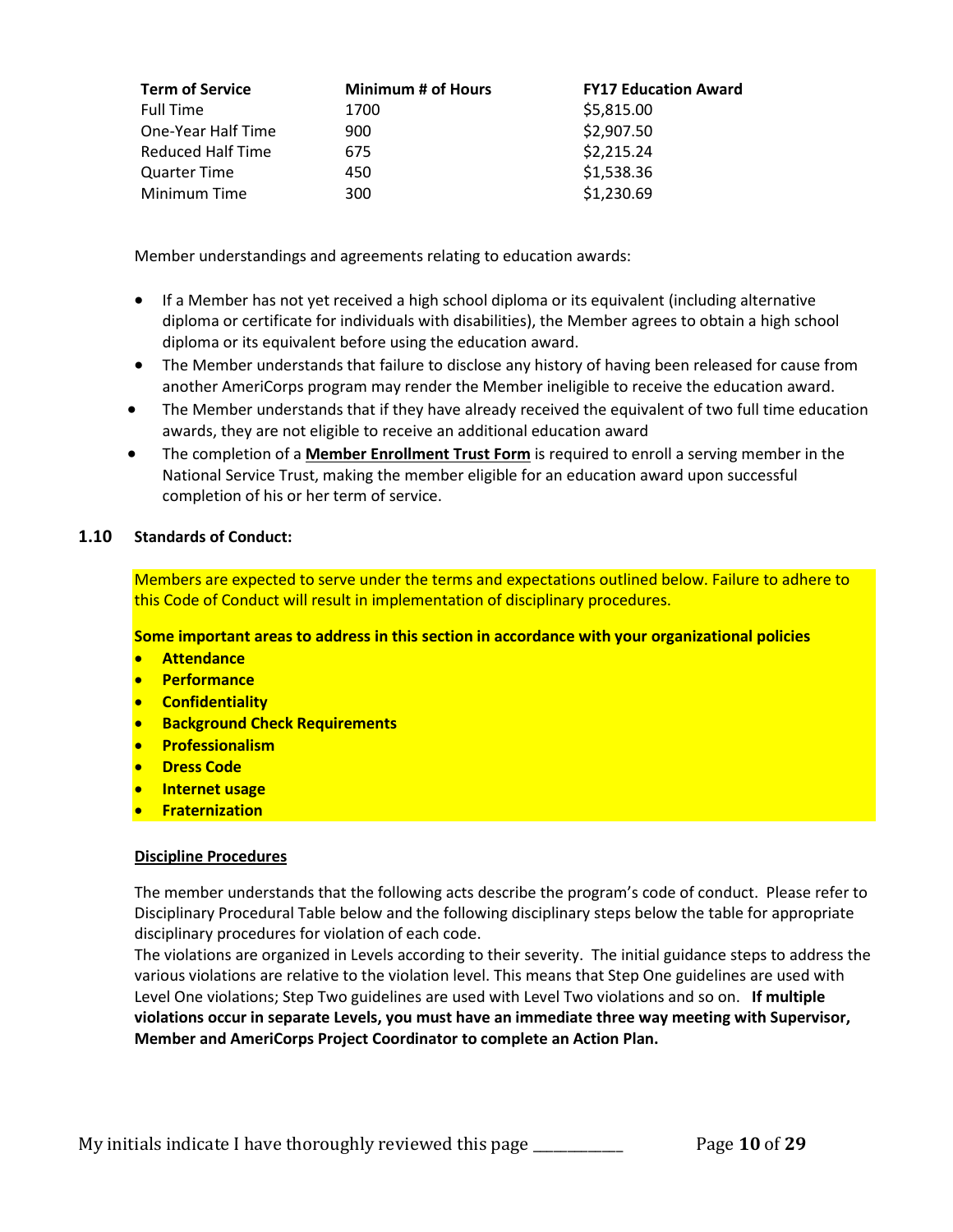| Term of Service | Minimum # of Hours | FY17 Education Award |
|---|---|---|
| Full Time | 1700 | $5,815.00 |
| One-Year Half Time | 900 | $2,907.50 |
| Reduced Half Time | 675 | $2,215.24 |
| Quarter Time | 450 | $1,538.36 |
| Minimum Time | 300 | $1,230.69 |

Member understandings and agreements relating to education awards:

- If a Member has not yet received a high school diploma or its equivalent (including alternative diploma or certificate for individuals with disabilities), the Member agrees to obtain a high school diploma or its equivalent before using the education award.
- The Member understands that failure to disclose any history of having been released for cause from another AmeriCorps program may render the Member ineligible to receive the education award.
- The Member understands that if they have already received the equivalent of two full time education awards, they are not eligible to receive an additional education award
- The completion of a **Member Enrollment Trust Form** is required to enroll a serving member in the National Service Trust, making the member eligible for an education award upon successful completion of his or her term of service.

## 1.10 Standards of Conduct:

Members are expected to serve under the terms and expectations outlined below. Failure to adhere to this Code of Conduct will result in implementation of disciplinary procedures.

**Some important areas to address in this section in accordance with your organizational policies**

- **Attendance**
- **Performance**
- **Confidentiality**
- **Background Check Requirements**
- **Professionalism**
- **Dress Code**
- **Internet usage**
- **Fraternization**

### Discipline Procedures

The member understands that the following acts describe the program's code of conduct. Please refer to Disciplinary Procedural Table below and the following disciplinary steps below the table for appropriate disciplinary procedures for violation of each code.

The violations are organized in Levels according to their severity. The initial guidance steps to address the various violations are relative to the violation level. This means that Step One guidelines are used with Level One violations; Step Two guidelines are used with Level Two violations and so on. **If multiple violations occur in separate Levels, you must have an immediate three way meeting with Supervisor, Member and AmeriCorps Project Coordinator to complete an Action Plan.**

My initials indicate I have thoroughly reviewed this page ___________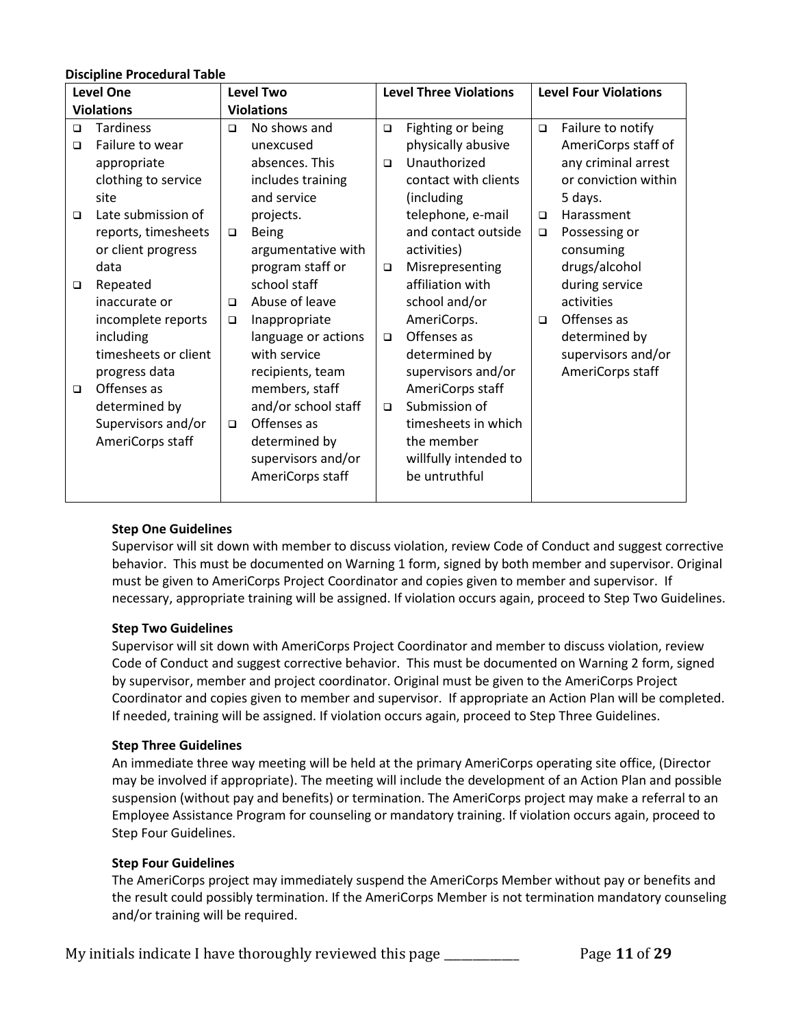**Discipline Procedural Table**

| Level One Violations | Level Two Violations | Level Three Violations | Level Four Violations |
|---|---|---|---|
| ❑ Tardiness<br>❑ Failure to wear appropriate clothing to service site<br>❑ Late submission of reports, timesheets or client progress data<br>❑ Repeated inaccurate or incomplete reports including timesheets or client progress data<br>❑ Offenses as determined by Supervisors and/or AmeriCorps staff | ❑ No shows and unexcused absences. This includes training and service projects.<br>❑ Being argumentative with program staff or school staff<br>❑ Abuse of leave<br>❑ Inappropriate language or actions with service recipients, team members, staff and/or school staff<br>❑ Offenses as determined by supervisors and/or AmeriCorps staff | ❑ Fighting or being physically abusive<br>❑ Unauthorized contact with clients (including telephone, e-mail and contact outside activities)<br>❑ Misrepresenting affiliation with school and/or AmeriCorps.<br>❑ Offenses as determined by supervisors and/or AmeriCorps staff<br>❑ Submission of timesheets in which the member willfully intended to be untruthful | ❑ Failure to notify AmeriCorps staff of any criminal arrest or conviction within 5 days.<br>❑ Harassment<br>❑ Possessing or consuming drugs/alcohol during service activities<br>❑ Offenses as determined by supervisors and/or AmeriCorps staff |

**Step One Guidelines**

Supervisor will sit down with member to discuss violation, review Code of Conduct and suggest corrective behavior. This must be documented on Warning 1 form, signed by both member and supervisor. Original must be given to AmeriCorps Project Coordinator and copies given to member and supervisor. If necessary, appropriate training will be assigned. If violation occurs again, proceed to Step Two Guidelines.

**Step Two Guidelines**

Supervisor will sit down with AmeriCorps Project Coordinator and member to discuss violation, review Code of Conduct and suggest corrective behavior. This must be documented on Warning 2 form, signed by supervisor, member and project coordinator. Original must be given to the AmeriCorps Project Coordinator and copies given to member and supervisor. If appropriate an Action Plan will be completed. If needed, training will be assigned. If violation occurs again, proceed to Step Three Guidelines.

**Step Three Guidelines**

An immediate three way meeting will be held at the primary AmeriCorps operating site office, (Director may be involved if appropriate). The meeting will include the development of an Action Plan and possible suspension (without pay and benefits) or termination. The AmeriCorps project may make a referral to an Employee Assistance Program for counseling or mandatory training. If violation occurs again, proceed to Step Four Guidelines.

**Step Four Guidelines**

The AmeriCorps project may immediately suspend the AmeriCorps Member without pay or benefits and the result could possibly termination. If the AmeriCorps Member is not termination mandatory counseling and/or training will be required.

My initials indicate I have thoroughly reviewed this page ___________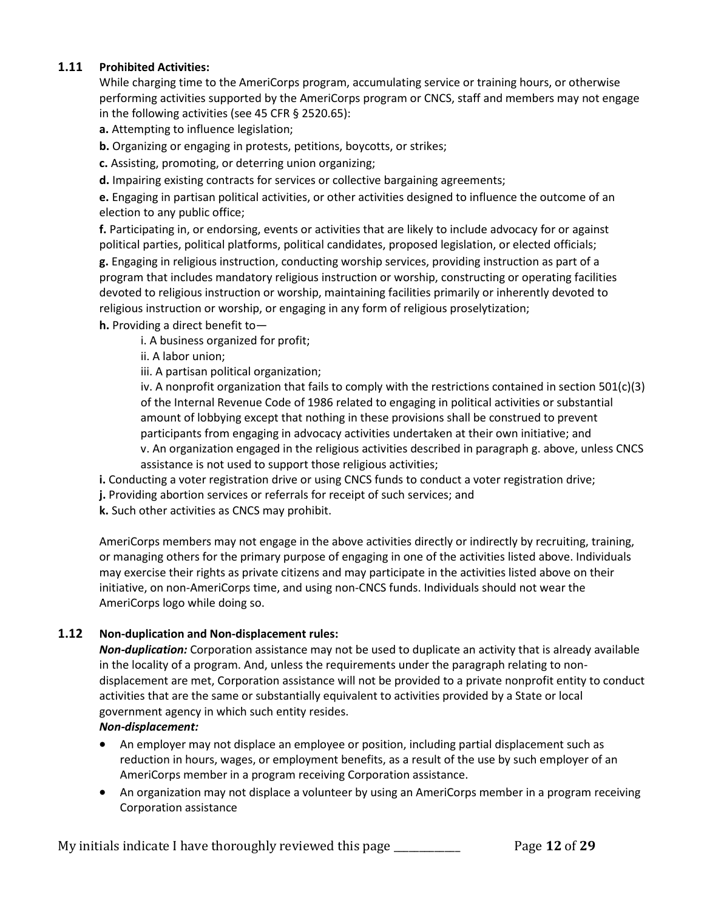### 1.11 Prohibited Activities:

While charging time to the AmeriCorps program, accumulating service or training hours, or otherwise performing activities supported by the AmeriCorps program or CNCS, staff and members may not engage in the following activities (see 45 CFR § 2520.65):

**a.** Attempting to influence legislation;

**b.** Organizing or engaging in protests, petitions, boycotts, or strikes;

**c.** Assisting, promoting, or deterring union organizing;

**d.** Impairing existing contracts for services or collective bargaining agreements;

**e.** Engaging in partisan political activities, or other activities designed to influence the outcome of an election to any public office;

**f.** Participating in, or endorsing, events or activities that are likely to include advocacy for or against political parties, political platforms, political candidates, proposed legislation, or elected officials;

**g.** Engaging in religious instruction, conducting worship services, providing instruction as part of a program that includes mandatory religious instruction or worship, constructing or operating facilities devoted to religious instruction or worship, maintaining facilities primarily or inherently devoted to religious instruction or worship, or engaging in any form of religious proselytization;

**h.** Providing a direct benefit to—

- i. A business organized for profit;
- ii. A labor union;
- iii. A partisan political organization;
- iv. A nonprofit organization that fails to comply with the restrictions contained in section 501(c)(3) of the Internal Revenue Code of 1986 related to engaging in political activities or substantial amount of lobbying except that nothing in these provisions shall be construed to prevent participants from engaging in advocacy activities undertaken at their own initiative; and
- v. An organization engaged in the religious activities described in paragraph g. above, unless CNCS assistance is not used to support those religious activities;

**i.** Conducting a voter registration drive or using CNCS funds to conduct a voter registration drive;

**j.** Providing abortion services or referrals for receipt of such services; and

**k.** Such other activities as CNCS may prohibit.

AmeriCorps members may not engage in the above activities directly or indirectly by recruiting, training, or managing others for the primary purpose of engaging in one of the activities listed above. Individuals may exercise their rights as private citizens and may participate in the activities listed above on their initiative, on non-AmeriCorps time, and using non-CNCS funds. Individuals should not wear the AmeriCorps logo while doing so.

### 1.12 Non-duplication and Non-displacement rules:

***Non-duplication:*** Corporation assistance may not be used to duplicate an activity that is already available in the locality of a program. And, unless the requirements under the paragraph relating to non-displacement are met, Corporation assistance will not be provided to a private nonprofit entity to conduct activities that are the same or substantially equivalent to activities provided by a State or local government agency in which such entity resides.

***Non-displacement:***

- An employer may not displace an employee or position, including partial displacement such as reduction in hours, wages, or employment benefits, as a result of the use by such employer of an AmeriCorps member in a program receiving Corporation assistance.
- An organization may not displace a volunteer by using an AmeriCorps member in a program receiving Corporation assistance

My initials indicate I have thoroughly reviewed this page ___________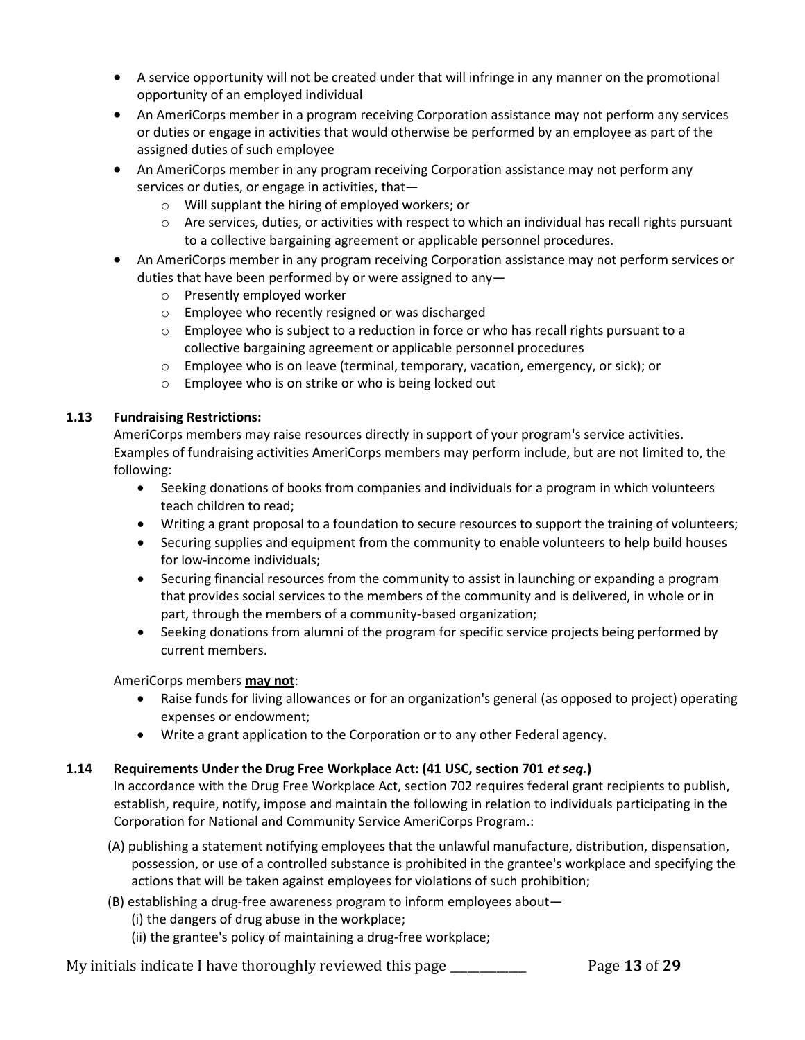- A service opportunity will not be created under that will infringe in any manner on the promotional opportunity of an employed individual
- An AmeriCorps member in a program receiving Corporation assistance may not perform any services or duties or engage in activities that would otherwise be performed by an employee as part of the assigned duties of such employee
- An AmeriCorps member in any program receiving Corporation assistance may not perform any services or duties, or engage in activities, that—
  - Will supplant the hiring of employed workers; or
  - Are services, duties, or activities with respect to which an individual has recall rights pursuant to a collective bargaining agreement or applicable personnel procedures.
- An AmeriCorps member in any program receiving Corporation assistance may not perform services or duties that have been performed by or were assigned to any—
  - Presently employed worker
  - Employee who recently resigned or was discharged
  - Employee who is subject to a reduction in force or who has recall rights pursuant to a collective bargaining agreement or applicable personnel procedures
  - Employee who is on leave (terminal, temporary, vacation, emergency, or sick); or
  - Employee who is on strike or who is being locked out

**1.13 Fundraising Restrictions:**

AmeriCorps members may raise resources directly in support of your program's service activities. Examples of fundraising activities AmeriCorps members may perform include, but are not limited to, the following:

- Seeking donations of books from companies and individuals for a program in which volunteers teach children to read;
- Writing a grant proposal to a foundation to secure resources to support the training of volunteers;
- Securing supplies and equipment from the community to enable volunteers to help build houses for low-income individuals;
- Securing financial resources from the community to assist in launching or expanding a program that provides social services to the members of the community and is delivered, in whole or in part, through the members of a community-based organization;
- Seeking donations from alumni of the program for specific service projects being performed by current members.

AmeriCorps members **may not**:

- Raise funds for living allowances or for an organization's general (as opposed to project) operating expenses or endowment;
- Write a grant application to the Corporation or to any other Federal agency.

**1.14 Requirements Under the Drug Free Workplace Act: (41 USC, section 701 *et seq.*)**

In accordance with the Drug Free Workplace Act, section 702 requires federal grant recipients to publish, establish, require, notify, impose and maintain the following in relation to individuals participating in the Corporation for National and Community Service AmeriCorps Program.:

(A) publishing a statement notifying employees that the unlawful manufacture, distribution, dispensation, possession, or use of a controlled substance is prohibited in the grantee's workplace and specifying the actions that will be taken against employees for violations of such prohibition;

(B) establishing a drug-free awareness program to inform employees about—

(i) the dangers of drug abuse in the workplace;

(ii) the grantee's policy of maintaining a drug-free workplace;

My initials indicate I have thoroughly reviewed this page ___________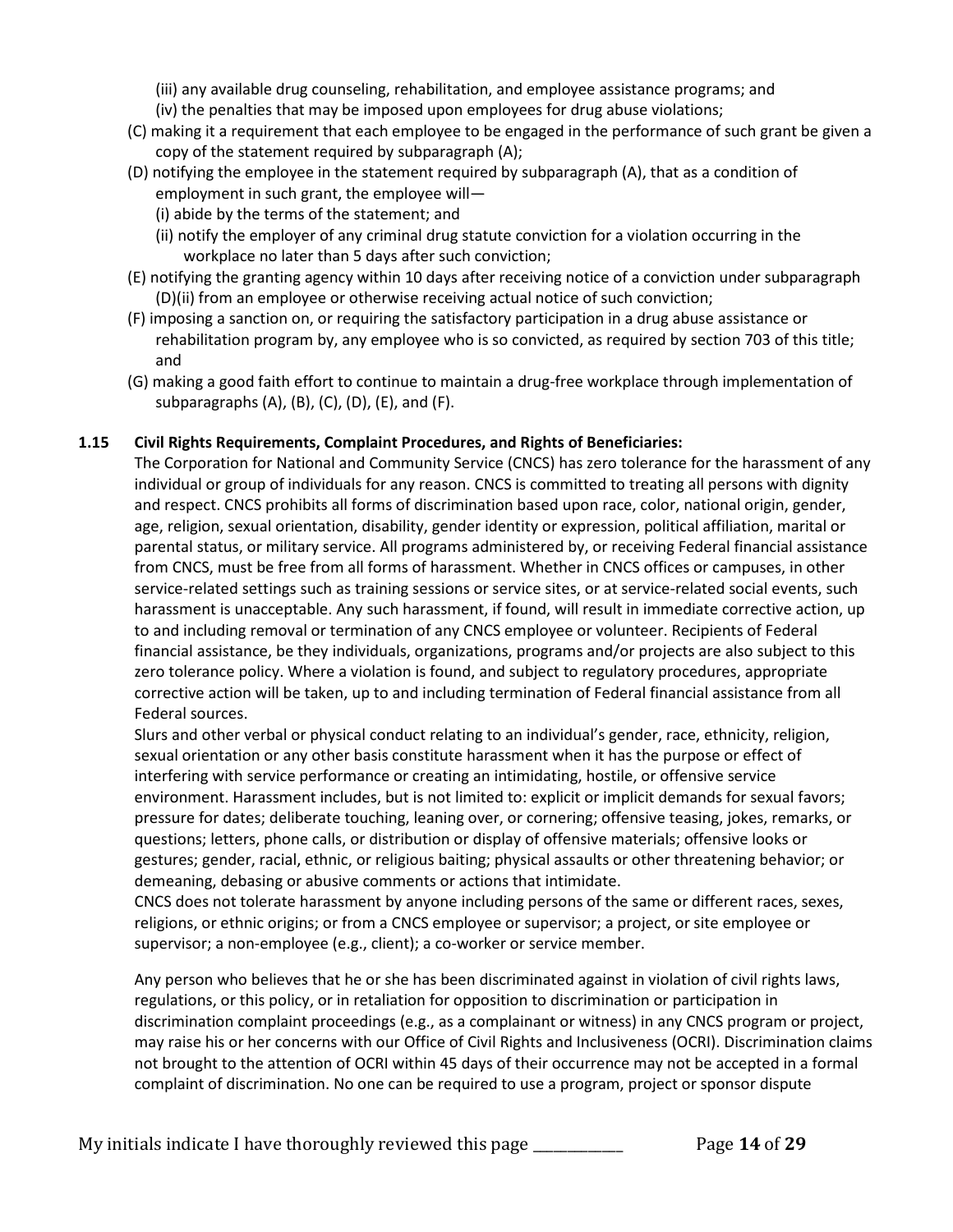(iii) any available drug counseling, rehabilitation, and employee assistance programs; and
(iv) the penalties that may be imposed upon employees for drug abuse violations;

(C) making it a requirement that each employee to be engaged in the performance of such grant be given a copy of the statement required by subparagraph (A);

(D) notifying the employee in the statement required by subparagraph (A), that as a condition of employment in such grant, the employee will—
(i) abide by the terms of the statement; and
(ii) notify the employer of any criminal drug statute conviction for a violation occurring in the workplace no later than 5 days after such conviction;

(E) notifying the granting agency within 10 days after receiving notice of a conviction under subparagraph (D)(ii) from an employee or otherwise receiving actual notice of such conviction;

(F) imposing a sanction on, or requiring the satisfactory participation in a drug abuse assistance or rehabilitation program by, any employee who is so convicted, as required by section 703 of this title; and

(G) making a good faith effort to continue to maintain a drug-free workplace through implementation of subparagraphs (A), (B), (C), (D), (E), and (F).

**1.15 Civil Rights Requirements, Complaint Procedures, and Rights of Beneficiaries:**

The Corporation for National and Community Service (CNCS) has zero tolerance for the harassment of any individual or group of individuals for any reason. CNCS is committed to treating all persons with dignity and respect. CNCS prohibits all forms of discrimination based upon race, color, national origin, gender, age, religion, sexual orientation, disability, gender identity or expression, political affiliation, marital or parental status, or military service. All programs administered by, or receiving Federal financial assistance from CNCS, must be free from all forms of harassment. Whether in CNCS offices or campuses, in other service-related settings such as training sessions or service sites, or at service-related social events, such harassment is unacceptable. Any such harassment, if found, will result in immediate corrective action, up to and including removal or termination of any CNCS employee or volunteer. Recipients of Federal financial assistance, be they individuals, organizations, programs and/or projects are also subject to this zero tolerance policy. Where a violation is found, and subject to regulatory procedures, appropriate corrective action will be taken, up to and including termination of Federal financial assistance from all Federal sources.

Slurs and other verbal or physical conduct relating to an individual's gender, race, ethnicity, religion, sexual orientation or any other basis constitute harassment when it has the purpose or effect of interfering with service performance or creating an intimidating, hostile, or offensive service environment. Harassment includes, but is not limited to: explicit or implicit demands for sexual favors; pressure for dates; deliberate touching, leaning over, or cornering; offensive teasing, jokes, remarks, or questions; letters, phone calls, or distribution or display of offensive materials; offensive looks or gestures; gender, racial, ethnic, or religious baiting; physical assaults or other threatening behavior; or demeaning, debasing or abusive comments or actions that intimidate.

CNCS does not tolerate harassment by anyone including persons of the same or different races, sexes, religions, or ethnic origins; or from a CNCS employee or supervisor; a project, or site employee or supervisor; a non-employee (e.g., client); a co-worker or service member.

Any person who believes that he or she has been discriminated against in violation of civil rights laws, regulations, or this policy, or in retaliation for opposition to discrimination or participation in discrimination complaint proceedings (e.g., as a complainant or witness) in any CNCS program or project, may raise his or her concerns with our Office of Civil Rights and Inclusiveness (OCRI). Discrimination claims not brought to the attention of OCRI within 45 days of their occurrence may not be accepted in a formal complaint of discrimination. No one can be required to use a program, project or sponsor dispute

My initials indicate I have thoroughly reviewed this page ___________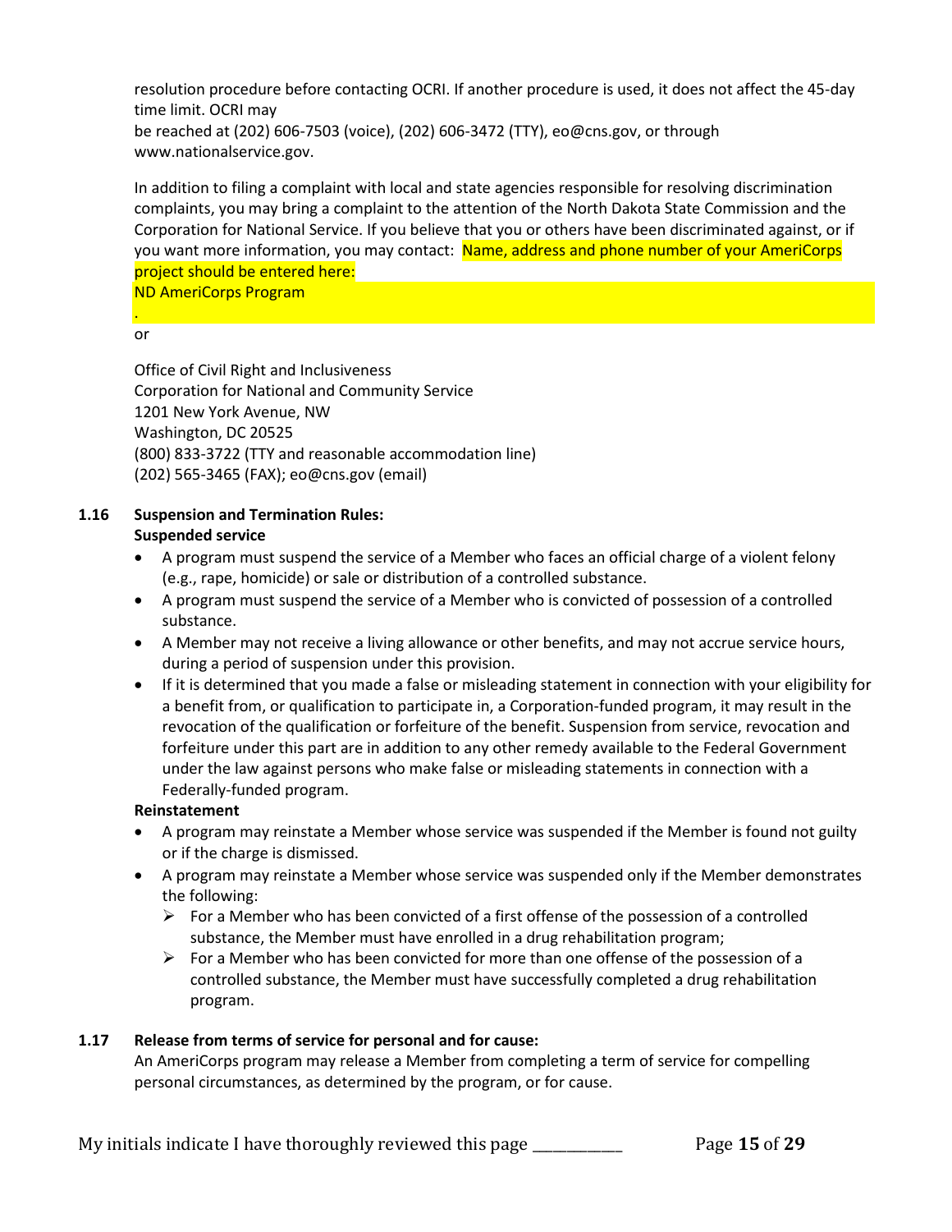resolution procedure before contacting OCRI. If another procedure is used, it does not affect the 45-day time limit. OCRI may
be reached at (202) 606-7503 (voice), (202) 606-3472 (TTY), eo@cns.gov, or through www.nationalservice.gov.

In addition to filing a complaint with local and state agencies responsible for resolving discrimination complaints, you may bring a complaint to the attention of the North Dakota State Commission and the Corporation for National Service. If you believe that you or others have been discriminated against, or if you want more information, you may contact: Name, address and phone number of your AmeriCorps project should be entered here:
ND AmeriCorps Program
.
or

Office of Civil Right and Inclusiveness
Corporation for National and Community Service
1201 New York Avenue, NW
Washington, DC 20525
(800) 833-3722 (TTY and reasonable accommodation line)
(202) 565-3465 (FAX); eo@cns.gov (email)

### 1.16 Suspension and Termination Rules:

**Suspended service**

- A program must suspend the service of a Member who faces an official charge of a violent felony (e.g., rape, homicide) or sale or distribution of a controlled substance.
- A program must suspend the service of a Member who is convicted of possession of a controlled substance.
- A Member may not receive a living allowance or other benefits, and may not accrue service hours, during a period of suspension under this provision.
- If it is determined that you made a false or misleading statement in connection with your eligibility for a benefit from, or qualification to participate in, a Corporation-funded program, it may result in the revocation of the qualification or forfeiture of the benefit. Suspension from service, revocation and forfeiture under this part are in addition to any other remedy available to the Federal Government under the law against persons who make false or misleading statements in connection with a Federally-funded program.

**Reinstatement**

- A program may reinstate a Member whose service was suspended if the Member is found not guilty or if the charge is dismissed.
- A program may reinstate a Member whose service was suspended only if the Member demonstrates the following:
  - For a Member who has been convicted of a first offense of the possession of a controlled substance, the Member must have enrolled in a drug rehabilitation program;
  - For a Member who has been convicted for more than one offense of the possession of a controlled substance, the Member must have successfully completed a drug rehabilitation program.

### 1.17 Release from terms of service for personal and for cause:

An AmeriCorps program may release a Member from completing a term of service for compelling personal circumstances, as determined by the program, or for cause.

My initials indicate I have thoroughly reviewed this page ___________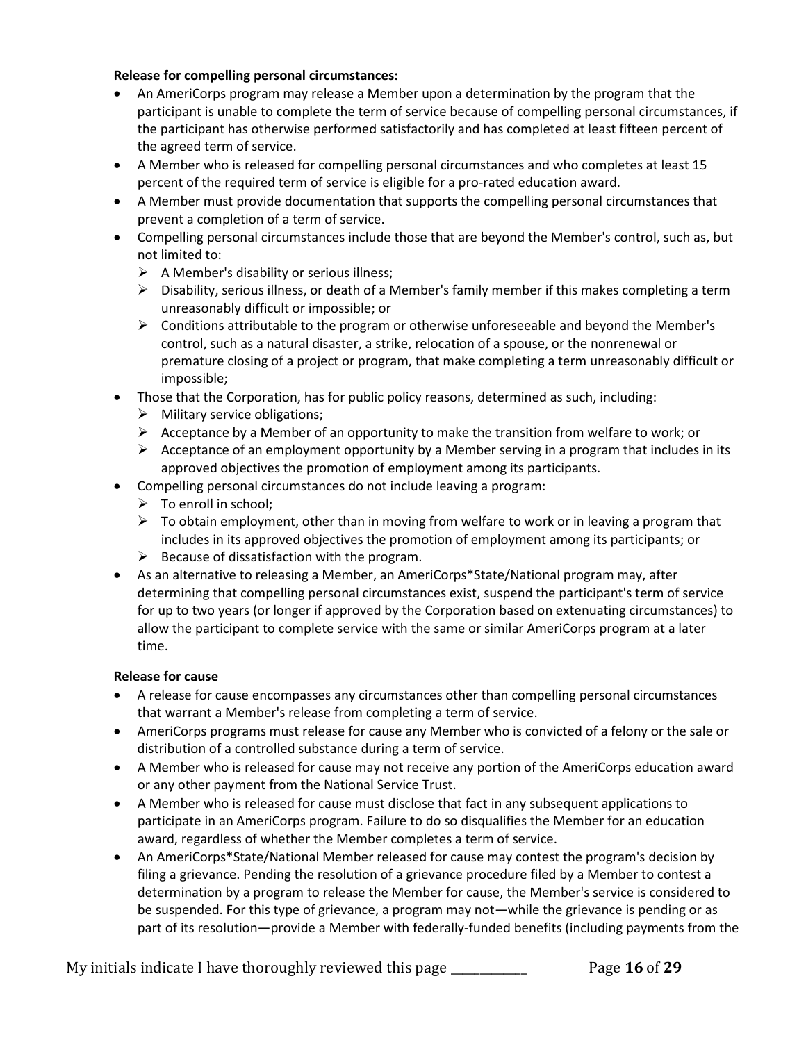**Release for compelling personal circumstances:**

- An AmeriCorps program may release a Member upon a determination by the program that the participant is unable to complete the term of service because of compelling personal circumstances, if the participant has otherwise performed satisfactorily and has completed at least fifteen percent of the agreed term of service.
- A Member who is released for compelling personal circumstances and who completes at least 15 percent of the required term of service is eligible for a pro-rated education award.
- A Member must provide documentation that supports the compelling personal circumstances that prevent a completion of a term of service.
- Compelling personal circumstances include those that are beyond the Member's control, such as, but not limited to:
  - A Member's disability or serious illness;
  - Disability, serious illness, or death of a Member's family member if this makes completing a term unreasonably difficult or impossible; or
  - Conditions attributable to the program or otherwise unforeseeable and beyond the Member's control, such as a natural disaster, a strike, relocation of a spouse, or the nonrenewal or premature closing of a project or program, that make completing a term unreasonably difficult or impossible;
- Those that the Corporation, has for public policy reasons, determined as such, including:
  - Military service obligations;
  - Acceptance by a Member of an opportunity to make the transition from welfare to work; or
  - Acceptance of an employment opportunity by a Member serving in a program that includes in its approved objectives the promotion of employment among its participants.
- Compelling personal circumstances <u>do not</u> include leaving a program:
  - To enroll in school;
  - To obtain employment, other than in moving from welfare to work or in leaving a program that includes in its approved objectives the promotion of employment among its participants; or
  - Because of dissatisfaction with the program.
- As an alternative to releasing a Member, an AmeriCorps*State/National program may, after determining that compelling personal circumstances exist, suspend the participant's term of service for up to two years (or longer if approved by the Corporation based on extenuating circumstances) to allow the participant to complete service with the same or similar AmeriCorps program at a later time.

**Release for cause**

- A release for cause encompasses any circumstances other than compelling personal circumstances that warrant a Member's release from completing a term of service.
- AmeriCorps programs must release for cause any Member who is convicted of a felony or the sale or distribution of a controlled substance during a term of service.
- A Member who is released for cause may not receive any portion of the AmeriCorps education award or any other payment from the National Service Trust.
- A Member who is released for cause must disclose that fact in any subsequent applications to participate in an AmeriCorps program. Failure to do so disqualifies the Member for an education award, regardless of whether the Member completes a term of service.
- An AmeriCorps*State/National Member released for cause may contest the program's decision by filing a grievance. Pending the resolution of a grievance procedure filed by a Member to contest a determination by a program to release the Member for cause, the Member's service is considered to be suspended. For this type of grievance, a program may not—while the grievance is pending or as part of its resolution—provide a Member with federally-funded benefits (including payments from the

My initials indicate I have thoroughly reviewed this page ___________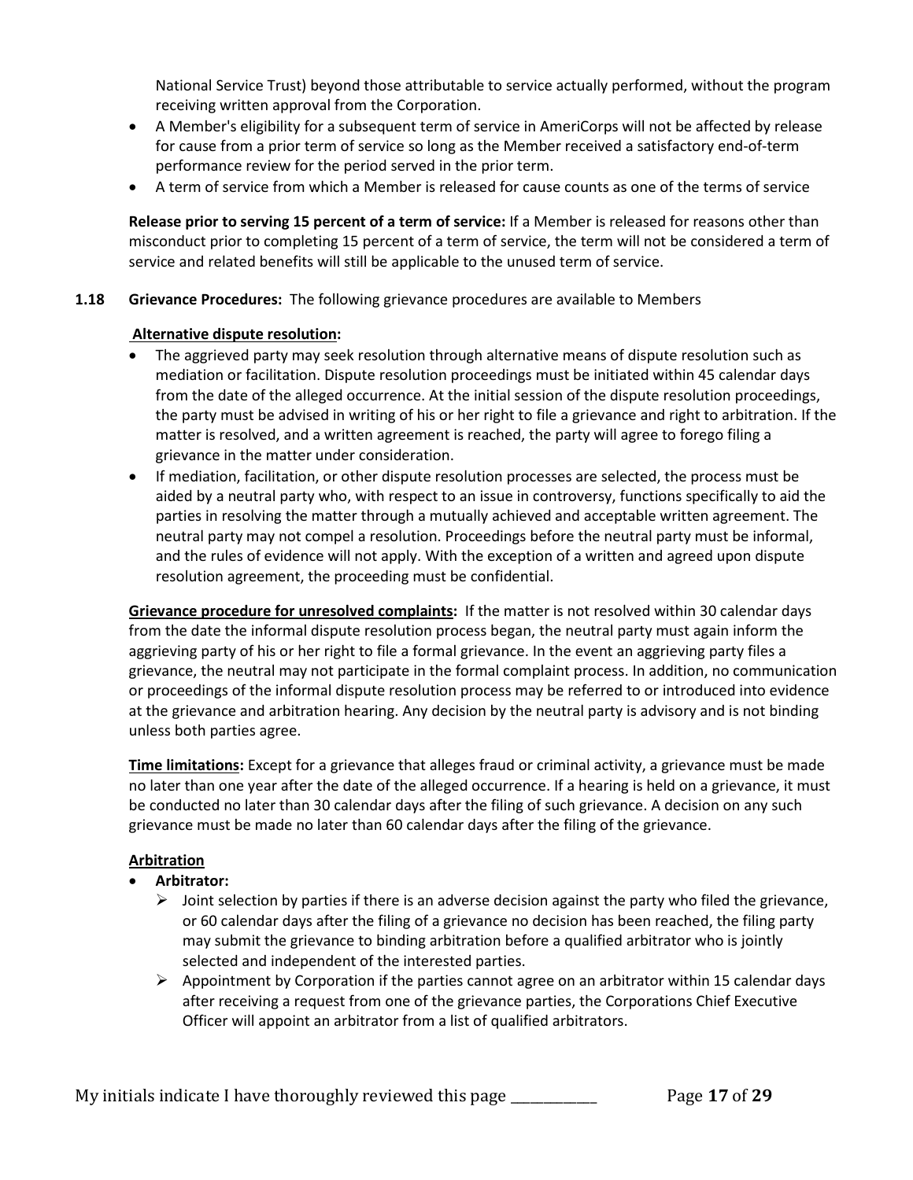National Service Trust) beyond those attributable to service actually performed, without the program receiving written approval from the Corporation.

- A Member's eligibility for a subsequent term of service in AmeriCorps will not be affected by release for cause from a prior term of service so long as the Member received a satisfactory end-of-term performance review for the period served in the prior term.
- A term of service from which a Member is released for cause counts as one of the terms of service

**Release prior to serving 15 percent of a term of service:** If a Member is released for reasons other than misconduct prior to completing 15 percent of a term of service, the term will not be considered a term of service and related benefits will still be applicable to the unused term of service.

**1.18 Grievance Procedures:** The following grievance procedures are available to Members

**Alternative dispute resolution:**

- The aggrieved party may seek resolution through alternative means of dispute resolution such as mediation or facilitation. Dispute resolution proceedings must be initiated within 45 calendar days from the date of the alleged occurrence. At the initial session of the dispute resolution proceedings, the party must be advised in writing of his or her right to file a grievance and right to arbitration. If the matter is resolved, and a written agreement is reached, the party will agree to forego filing a grievance in the matter under consideration.
- If mediation, facilitation, or other dispute resolution processes are selected, the process must be aided by a neutral party who, with respect to an issue in controversy, functions specifically to aid the parties in resolving the matter through a mutually achieved and acceptable written agreement. The neutral party may not compel a resolution. Proceedings before the neutral party must be informal, and the rules of evidence will not apply. With the exception of a written and agreed upon dispute resolution agreement, the proceeding must be confidential.

**Grievance procedure for unresolved complaints:** If the matter is not resolved within 30 calendar days from the date the informal dispute resolution process began, the neutral party must again inform the aggrieving party of his or her right to file a formal grievance. In the event an aggrieving party files a grievance, the neutral may not participate in the formal complaint process. In addition, no communication or proceedings of the informal dispute resolution process may be referred to or introduced into evidence at the grievance and arbitration hearing. Any decision by the neutral party is advisory and is not binding unless both parties agree.

**Time limitations:** Except for a grievance that alleges fraud or criminal activity, a grievance must be made no later than one year after the date of the alleged occurrence. If a hearing is held on a grievance, it must be conducted no later than 30 calendar days after the filing of such grievance. A decision on any such grievance must be made no later than 60 calendar days after the filing of the grievance.

**Arbitration**

- **Arbitrator:**
  - Joint selection by parties if there is an adverse decision against the party who filed the grievance, or 60 calendar days after the filing of a grievance no decision has been reached, the filing party may submit the grievance to binding arbitration before a qualified arbitrator who is jointly selected and independent of the interested parties.
  - Appointment by Corporation if the parties cannot agree on an arbitrator within 15 calendar days after receiving a request from one of the grievance parties, the Corporations Chief Executive Officer will appoint an arbitrator from a list of qualified arbitrators.

My initials indicate I have thoroughly reviewed this page ___________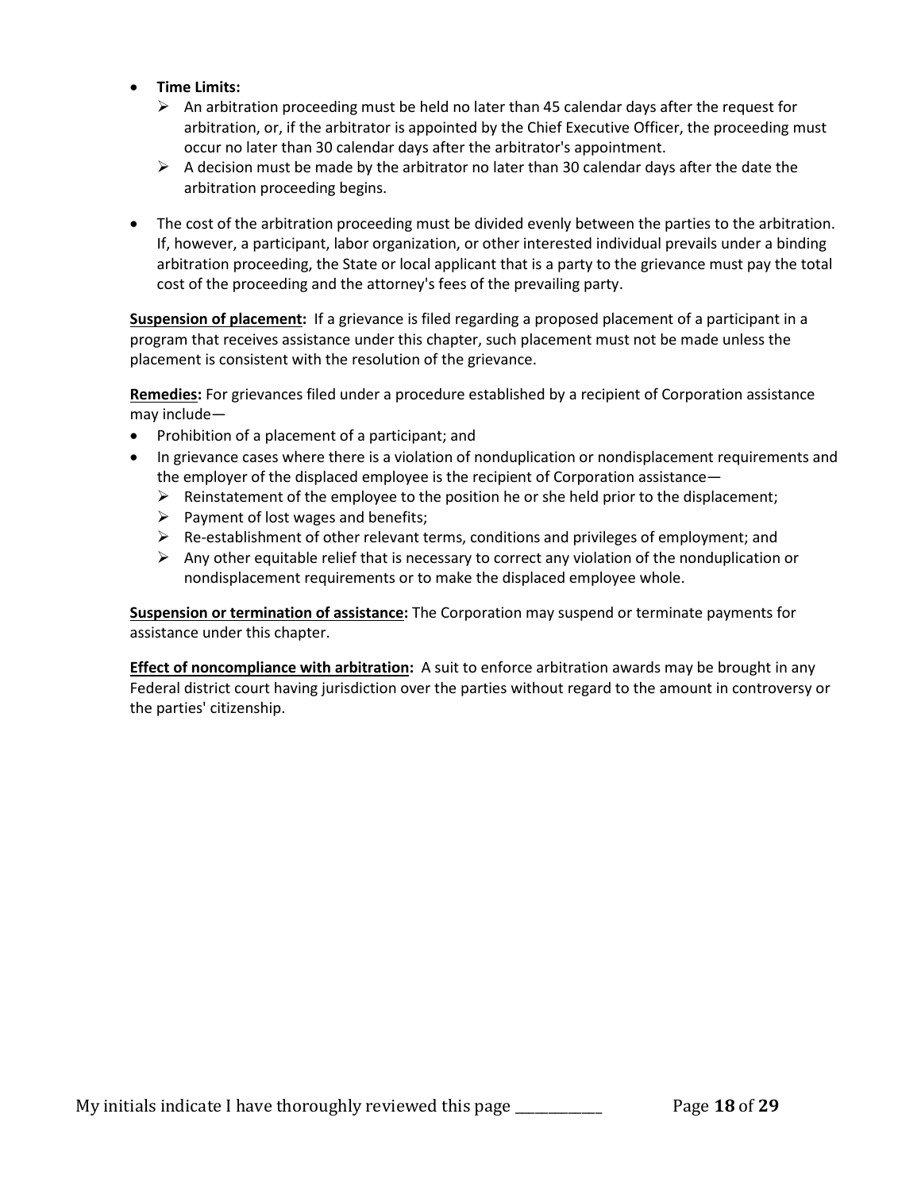- **Time Limits:**
  - An arbitration proceeding must be held no later than 45 calendar days after the request for arbitration, or, if the arbitrator is appointed by the Chief Executive Officer, the proceeding must occur no later than 30 calendar days after the arbitrator's appointment.
  - A decision must be made by the arbitrator no later than 30 calendar days after the date the arbitration proceeding begins.
- The cost of the arbitration proceeding must be divided evenly between the parties to the arbitration. If, however, a participant, labor organization, or other interested individual prevails under a binding arbitration proceeding, the State or local applicant that is a party to the grievance must pay the total cost of the proceeding and the attorney's fees of the prevailing party.

**Suspension of placement:** If a grievance is filed regarding a proposed placement of a participant in a program that receives assistance under this chapter, such placement must not be made unless the placement is consistent with the resolution of the grievance.

**Remedies:** For grievances filed under a procedure established by a recipient of Corporation assistance may include—

- Prohibition of a placement of a participant; and
- In grievance cases where there is a violation of nonduplication or nondisplacement requirements and the employer of the displaced employee is the recipient of Corporation assistance—
  - Reinstatement of the employee to the position he or she held prior to the displacement;
  - Payment of lost wages and benefits;
  - Re-establishment of other relevant terms, conditions and privileges of employment; and
  - Any other equitable relief that is necessary to correct any violation of the nonduplication or nondisplacement requirements or to make the displaced employee whole.

**Suspension or termination of assistance:** The Corporation may suspend or terminate payments for assistance under this chapter.

**Effect of noncompliance with arbitration:** A suit to enforce arbitration awards may be brought in any Federal district court having jurisdiction over the parties without regard to the amount in controversy or the parties' citizenship.

My initials indicate I have thoroughly reviewed this page ___________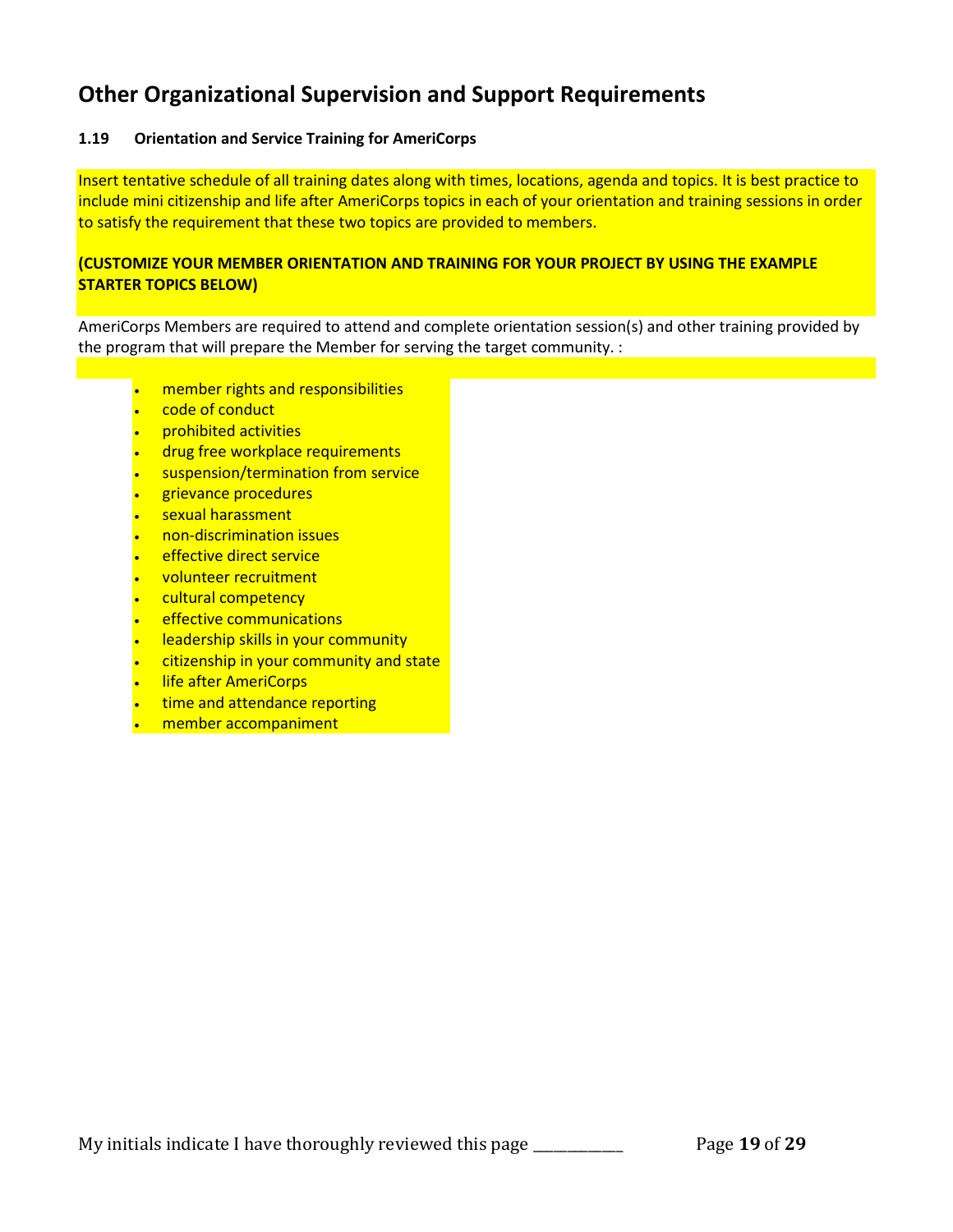## Other Organizational Supervision and Support Requirements

**1.19 Orientation and Service Training for AmeriCorps**

Insert tentative schedule of all training dates along with times, locations, agenda and topics. It is best practice to include mini citizenship and life after AmeriCorps topics in each of your orientation and training sessions in order to satisfy the requirement that these two topics are provided to members.

**(CUSTOMIZE YOUR MEMBER ORIENTATION AND TRAINING FOR YOUR PROJECT BY USING THE EXAMPLE STARTER TOPICS BELOW)**

AmeriCorps Members are required to attend and complete orientation session(s) and other training provided by the program that will prepare the Member for serving the target community. :

- member rights and responsibilities
- code of conduct
- prohibited activities
- drug free workplace requirements
- suspension/termination from service
- grievance procedures
- sexual harassment
- non-discrimination issues
- effective direct service
- volunteer recruitment
- cultural competency
- effective communications
- leadership skills in your community
- citizenship in your community and state
- life after AmeriCorps
- time and attendance reporting
- member accompaniment

My initials indicate I have thoroughly reviewed this page ___________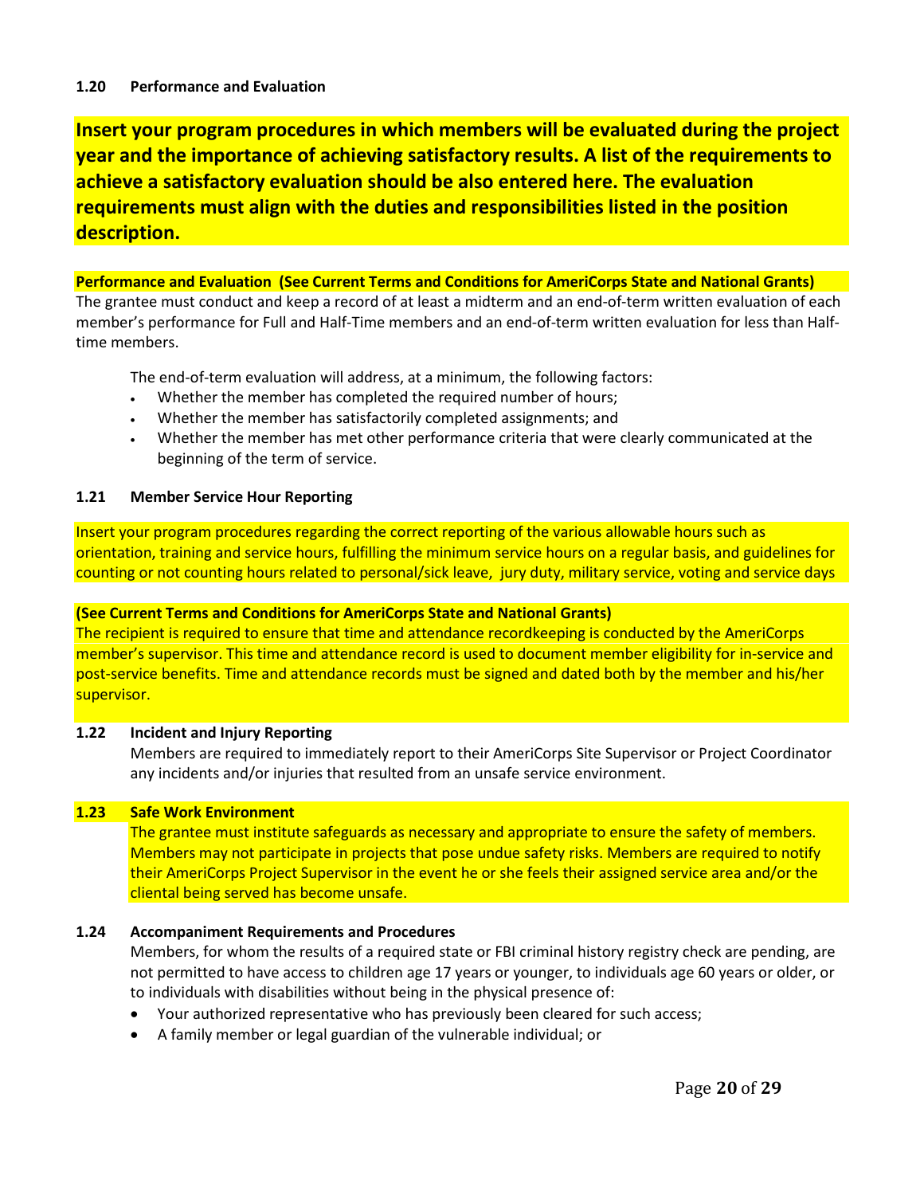### 1.20 Performance and Evaluation

**Insert your program procedures in which members will be evaluated during the project year and the importance of achieving satisfactory results. A list of the requirements to achieve a satisfactory evaluation should be also entered here. The evaluation requirements must align with the duties and responsibilities listed in the position description.**

**Performance and Evaluation (See Current Terms and Conditions for AmeriCorps State and National Grants)**

The grantee must conduct and keep a record of at least a midterm and an end-of-term written evaluation of each member's performance for Full and Half-Time members and an end-of-term written evaluation for less than Half-time members.

The end-of-term evaluation will address, at a minimum, the following factors:

- Whether the member has completed the required number of hours;
- Whether the member has satisfactorily completed assignments; and
- Whether the member has met other performance criteria that were clearly communicated at the beginning of the term of service.

### 1.21 Member Service Hour Reporting

Insert your program procedures regarding the correct reporting of the various allowable hours such as orientation, training and service hours, fulfilling the minimum service hours on a regular basis, and guidelines for counting or not counting hours related to personal/sick leave, jury duty, military service, voting and service days

**(See Current Terms and Conditions for AmeriCorps State and National Grants)**

The recipient is required to ensure that time and attendance recordkeeping is conducted by the AmeriCorps member's supervisor. This time and attendance record is used to document member eligibility for in-service and post-service benefits. Time and attendance records must be signed and dated both by the member and his/her supervisor.

### 1.22 Incident and Injury Reporting

Members are required to immediately report to their AmeriCorps Site Supervisor or Project Coordinator any incidents and/or injuries that resulted from an unsafe service environment.

### 1.23 Safe Work Environment

The grantee must institute safeguards as necessary and appropriate to ensure the safety of members. Members may not participate in projects that pose undue safety risks. Members are required to notify their AmeriCorps Project Supervisor in the event he or she feels their assigned service area and/or the cliental being served has become unsafe.

### 1.24 Accompaniment Requirements and Procedures

Members, for whom the results of a required state or FBI criminal history registry check are pending, are not permitted to have access to children age 17 years or younger, to individuals age 60 years or older, or to individuals with disabilities without being in the physical presence of:

- Your authorized representative who has previously been cleared for such access;
- A family member or legal guardian of the vulnerable individual; or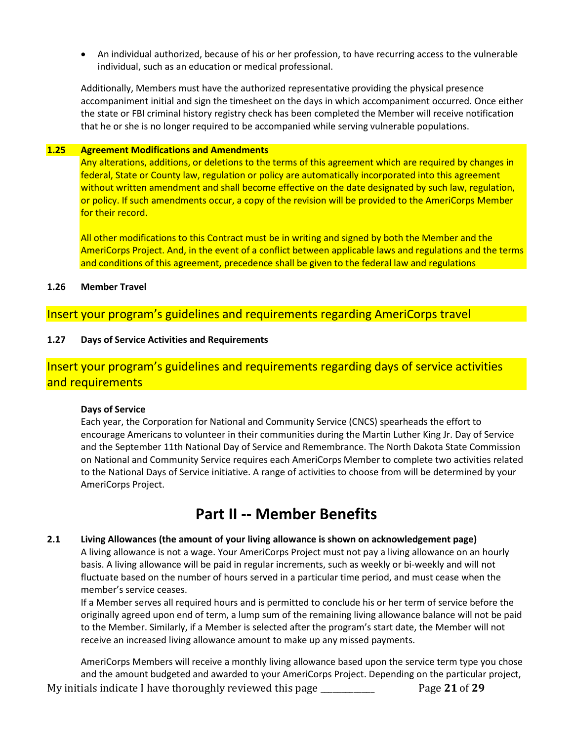- An individual authorized, because of his or her profession, to have recurring access to the vulnerable individual, such as an education or medical professional.

Additionally, Members must have the authorized representative providing the physical presence accompaniment initial and sign the timesheet on the days in which accompaniment occurred. Once either the state or FBI criminal history registry check has been completed the Member will receive notification that he or she is no longer required to be accompanied while serving vulnerable populations.

**1.25 Agreement Modifications and Amendments**

Any alterations, additions, or deletions to the terms of this agreement which are required by changes in federal, State or County law, regulation or policy are automatically incorporated into this agreement without written amendment and shall become effective on the date designated by such law, regulation, or policy. If such amendments occur, a copy of the revision will be provided to the AmeriCorps Member for their record.

All other modifications to this Contract must be in writing and signed by both the Member and the AmeriCorps Project. And, in the event of a conflict between applicable laws and regulations and the terms and conditions of this agreement, precedence shall be given to the federal law and regulations

**1.26 Member Travel**

Insert your program's guidelines and requirements regarding AmeriCorps travel

**1.27 Days of Service Activities and Requirements**

Insert your program's guidelines and requirements regarding days of service activities and requirements

**Days of Service**

Each year, the Corporation for National and Community Service (CNCS) spearheads the effort to encourage Americans to volunteer in their communities during the Martin Luther King Jr. Day of Service and the September 11th National Day of Service and Remembrance. The North Dakota State Commission on National and Community Service requires each AmeriCorps Member to complete two activities related to the National Days of Service initiative. A range of activities to choose from will be determined by your AmeriCorps Project.

# Part II -- Member Benefits

**2.1 Living Allowances (the amount of your living allowance is shown on acknowledgement page)**

A living allowance is not a wage. Your AmeriCorps Project must not pay a living allowance on an hourly basis. A living allowance will be paid in regular increments, such as weekly or bi-weekly and will not fluctuate based on the number of hours served in a particular time period, and must cease when the member's service ceases.

If a Member serves all required hours and is permitted to conclude his or her term of service before the originally agreed upon end of term, a lump sum of the remaining living allowance balance will not be paid to the Member. Similarly, if a Member is selected after the program's start date, the Member will not receive an increased living allowance amount to make up any missed payments.

AmeriCorps Members will receive a monthly living allowance based upon the service term type you chose and the amount budgeted and awarded to your AmeriCorps Project. Depending on the particular project,

My initials indicate I have thoroughly reviewed this page ___________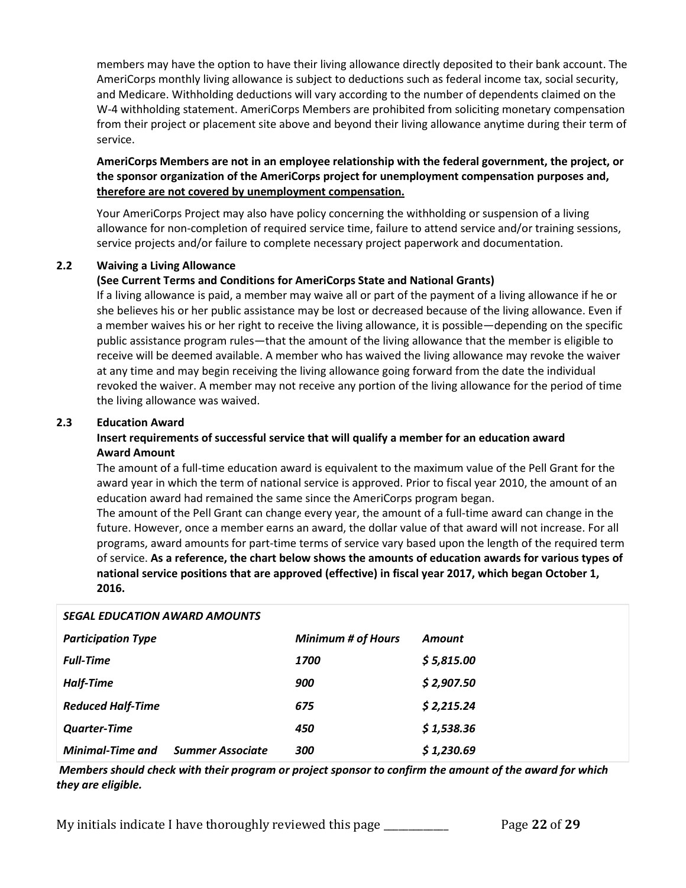members may have the option to have their living allowance directly deposited to their bank account. The AmeriCorps monthly living allowance is subject to deductions such as federal income tax, social security, and Medicare. Withholding deductions will vary according to the number of dependents claimed on the W-4 withholding statement. AmeriCorps Members are prohibited from soliciting monetary compensation from their project or placement site above and beyond their living allowance anytime during their term of service.

**AmeriCorps Members are not in an employee relationship with the federal government, the project, or the sponsor organization of the AmeriCorps project for unemployment compensation purposes and, <u>therefore are not covered by unemployment compensation.</u>**

Your AmeriCorps Project may also have policy concerning the withholding or suspension of a living allowance for non-completion of required service time, failure to attend service and/or training sessions, service projects and/or failure to complete necessary project paperwork and documentation.

### 2.2 Waiving a Living Allowance

**(See Current Terms and Conditions for AmeriCorps State and National Grants)**

If a living allowance is paid, a member may waive all or part of the payment of a living allowance if he or she believes his or her public assistance may be lost or decreased because of the living allowance. Even if a member waives his or her right to receive the living allowance, it is possible—depending on the specific public assistance program rules—that the amount of the living allowance that the member is eligible to receive will be deemed available. A member who has waived the living allowance may revoke the waiver at any time and may begin receiving the living allowance going forward from the date the individual revoked the waiver. A member may not receive any portion of the living allowance for the period of time the living allowance was waived.

### 2.3 Education Award

**Insert requirements of successful service that will qualify a member for an education award**

**Award Amount**

The amount of a full-time education award is equivalent to the maximum value of the Pell Grant for the award year in which the term of national service is approved. Prior to fiscal year 2010, the amount of an education award had remained the same since the AmeriCorps program began.

The amount of the Pell Grant can change every year, the amount of a full-time award can change in the future. However, once a member earns an award, the dollar value of that award will not increase. For all programs, award amounts for part-time terms of service vary based upon the length of the required term of service. **As a reference, the chart below shows the amounts of education awards for various types of national service positions that are approved (effective) in fiscal year 2017, which began October 1, 2016.**

| ***SEGAL EDUCATION AWARD AMOUNTS*** | | |
|---|---|---|
| ***Participation Type*** | ***Minimum # of Hours*** | ***Amount*** |
| ***Full-Time*** | ***1700*** | ***$ 5,815.00*** |
| ***Half-Time*** | ***900*** | ***$ 2,907.50*** |
| ***Reduced Half-Time*** | ***675*** | ***$ 2,215.24*** |
| ***Quarter-Time*** | ***450*** | ***$ 1,538.36*** |
| ***Minimal-Time and Summer Associate*** | ***300*** | ***$ 1,230.69*** |

***Members should check with their program or project sponsor to confirm the amount of the award for which they are eligible.***

My initials indicate I have thoroughly reviewed this page \_\_\_\_\_\_\_\_\_\_\_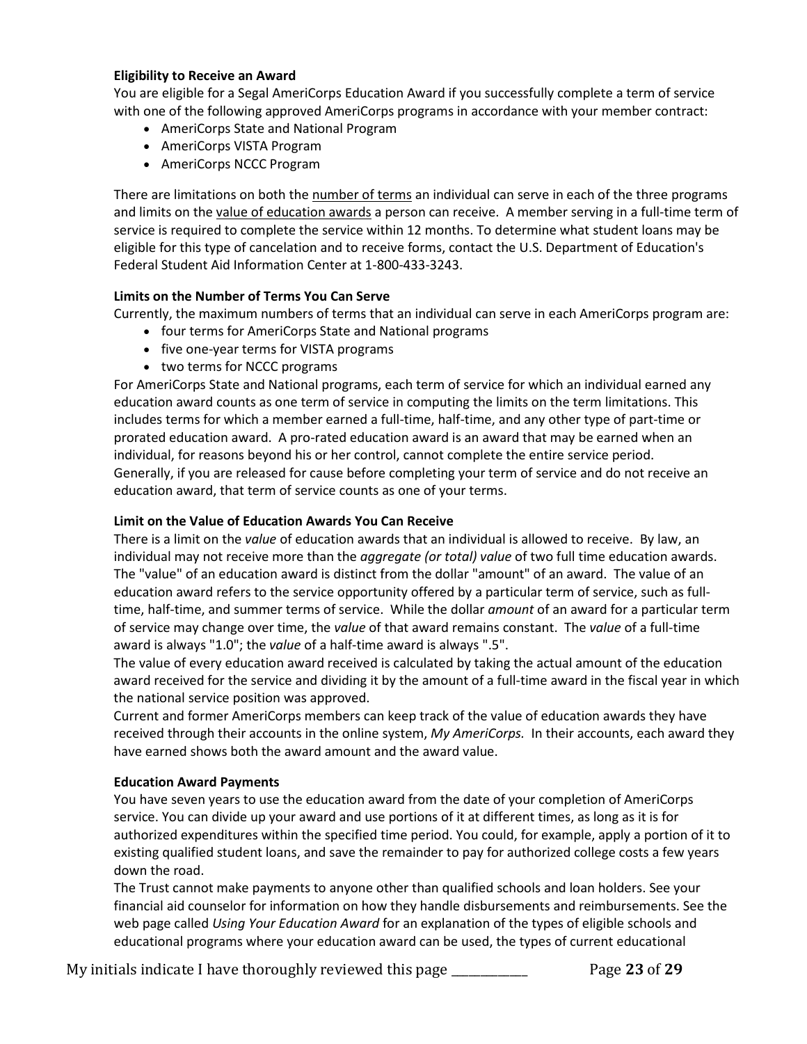**Eligibility to Receive an Award**

You are eligible for a Segal AmeriCorps Education Award if you successfully complete a term of service with one of the following approved AmeriCorps programs in accordance with your member contract:

- AmeriCorps State and National Program
- AmeriCorps VISTA Program
- AmeriCorps NCCC Program

There are limitations on both the <u>number of terms</u> an individual can serve in each of the three programs and limits on the <u>value of education awards</u> a person can receive. A member serving in a full-time term of service is required to complete the service within 12 months. To determine what student loans may be eligible for this type of cancelation and to receive forms, contact the U.S. Department of Education's Federal Student Aid Information Center at 1-800-433-3243.

**Limits on the Number of Terms You Can Serve**

Currently, the maximum numbers of terms that an individual can serve in each AmeriCorps program are:

- four terms for AmeriCorps State and National programs
- five one-year terms for VISTA programs
- two terms for NCCC programs

For AmeriCorps State and National programs, each term of service for which an individual earned any education award counts as one term of service in computing the limits on the term limitations. This includes terms for which a member earned a full-time, half-time, and any other type of part-time or prorated education award. A pro-rated education award is an award that may be earned when an individual, for reasons beyond his or her control, cannot complete the entire service period. Generally, if you are released for cause before completing your term of service and do not receive an education award, that term of service counts as one of your terms.

**Limit on the Value of Education Awards You Can Receive**

There is a limit on the *value* of education awards that an individual is allowed to receive. By law, an individual may not receive more than the *aggregate (or total) value* of two full time education awards. The "value" of an education award is distinct from the dollar "amount" of an award. The value of an education award refers to the service opportunity offered by a particular term of service, such as full-time, half-time, and summer terms of service. While the dollar *amount* of an award for a particular term of service may change over time, the *value* of that award remains constant. The *value* of a full-time award is always "1.0"; the *value* of a half-time award is always ".5".

The value of every education award received is calculated by taking the actual amount of the education award received for the service and dividing it by the amount of a full-time award in the fiscal year in which the national service position was approved.

Current and former AmeriCorps members can keep track of the value of education awards they have received through their accounts in the online system, *My AmeriCorps.* In their accounts, each award they have earned shows both the award amount and the award value.

**Education Award Payments**

You have seven years to use the education award from the date of your completion of AmeriCorps service. You can divide up your award and use portions of it at different times, as long as it is for authorized expenditures within the specified time period. You could, for example, apply a portion of it to existing qualified student loans, and save the remainder to pay for authorized college costs a few years down the road.

The Trust cannot make payments to anyone other than qualified schools and loan holders. See your financial aid counselor for information on how they handle disbursements and reimbursements. See the web page called *Using Your Education Award* for an explanation of the types of eligible schools and educational programs where your education award can be used, the types of current educational

My initials indicate I have thoroughly reviewed this page ___________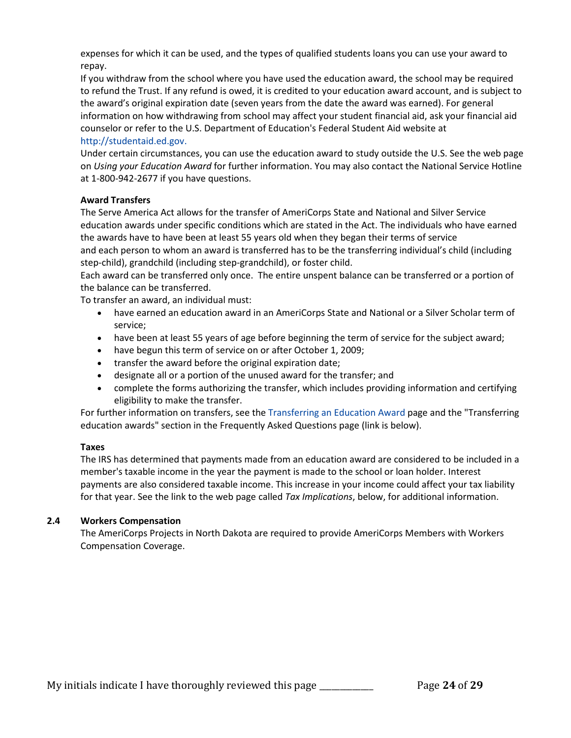expenses for which it can be used, and the types of qualified students loans you can use your award to repay.

If you withdraw from the school where you have used the education award, the school may be required to refund the Trust. If any refund is owed, it is credited to your education award account, and is subject to the award's original expiration date (seven years from the date the award was earned). For general information on how withdrawing from school may affect your student financial aid, ask your financial aid counselor or refer to the U.S. Department of Education's Federal Student Aid website at http://studentaid.ed.gov.

Under certain circumstances, you can use the education award to study outside the U.S. See the web page on *Using your Education Award* for further information. You may also contact the National Service Hotline at 1-800-942-2677 if you have questions.

**Award Transfers**

The Serve America Act allows for the transfer of AmeriCorps State and National and Silver Service education awards under specific conditions which are stated in the Act. The individuals who have earned the awards have to have been at least 55 years old when they began their terms of service and each person to whom an award is transferred has to be the transferring individual's child (including step-child), grandchild (including step-grandchild), or foster child.

Each award can be transferred only once. The entire unspent balance can be transferred or a portion of the balance can be transferred.

To transfer an award, an individual must:

- have earned an education award in an AmeriCorps State and National or a Silver Scholar term of service;
- have been at least 55 years of age before beginning the term of service for the subject award;
- have begun this term of service on or after October 1, 2009;
- transfer the award before the original expiration date;
- designate all or a portion of the unused award for the transfer; and
- complete the forms authorizing the transfer, which includes providing information and certifying eligibility to make the transfer.

For further information on transfers, see the Transferring an Education Award page and the "Transferring education awards" section in the Frequently Asked Questions page (link is below).

**Taxes**

The IRS has determined that payments made from an education award are considered to be included in a member's taxable income in the year the payment is made to the school or loan holder. Interest payments are also considered taxable income. This increase in your income could affect your tax liability for that year. See the link to the web page called *Tax Implications*, below, for additional information.

### 2.4 Workers Compensation

The AmeriCorps Projects in North Dakota are required to provide AmeriCorps Members with Workers Compensation Coverage.

My initials indicate I have thoroughly reviewed this page ___________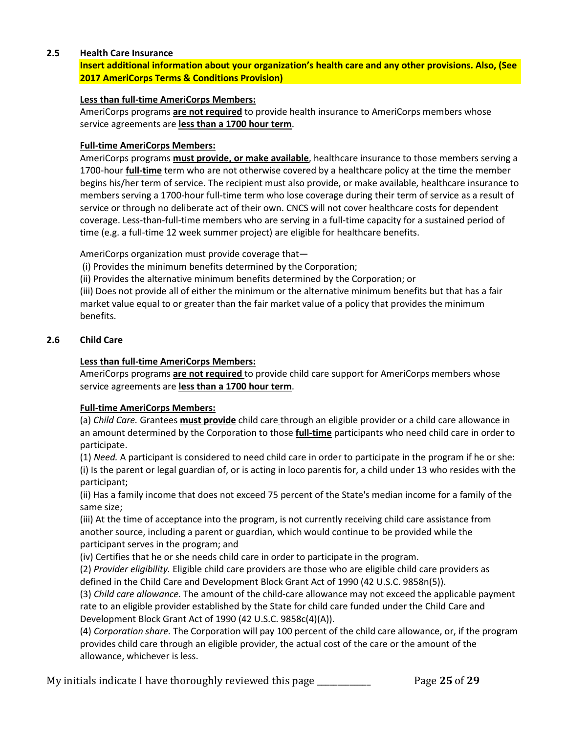### 2.5 Health Care Insurance

**Insert additional information about your organization's health care and any other provisions. Also, (See 2017 AmeriCorps Terms & Conditions Provision)**

**Less than full-time AmeriCorps Members:**

AmeriCorps programs **are not required** to provide health insurance to AmeriCorps members whose service agreements are **less than a 1700 hour term**.

**Full-time AmeriCorps Members:**

AmeriCorps programs **must provide, or make available**, healthcare insurance to those members serving a 1700-hour **full-time** term who are not otherwise covered by a healthcare policy at the time the member begins his/her term of service. The recipient must also provide, or make available, healthcare insurance to members serving a 1700-hour full-time term who lose coverage during their term of service as a result of service or through no deliberate act of their own. CNCS will not cover healthcare costs for dependent coverage. Less-than-full-time members who are serving in a full-time capacity for a sustained period of time (e.g. a full-time 12 week summer project) are eligible for healthcare benefits.

AmeriCorps organization must provide coverage that—

(i) Provides the minimum benefits determined by the Corporation;

(ii) Provides the alternative minimum benefits determined by the Corporation; or

(iii) Does not provide all of either the minimum or the alternative minimum benefits but that has a fair market value equal to or greater than the fair market value of a policy that provides the minimum benefits.

### 2.6 Child Care

**Less than full-time AmeriCorps Members:**

AmeriCorps programs **are not required** to provide child care support for AmeriCorps members whose service agreements are **less than a 1700 hour term**.

**Full-time AmeriCorps Members:**

(a) *Child Care.* Grantees **must provide** child care through an eligible provider or a child care allowance in an amount determined by the Corporation to those **full-time** participants who need child care in order to participate.

(1) *Need.* A participant is considered to need child care in order to participate in the program if he or she:

(i) Is the parent or legal guardian of, or is acting in loco parentis for, a child under 13 who resides with the participant;

(ii) Has a family income that does not exceed 75 percent of the State's median income for a family of the same size;

(iii) At the time of acceptance into the program, is not currently receiving child care assistance from another source, including a parent or guardian, which would continue to be provided while the participant serves in the program; and

(iv) Certifies that he or she needs child care in order to participate in the program.

(2) *Provider eligibility.* Eligible child care providers are those who are eligible child care providers as defined in the Child Care and Development Block Grant Act of 1990 (42 U.S.C. 9858n(5)).

(3) *Child care allowance.* The amount of the child-care allowance may not exceed the applicable payment rate to an eligible provider established by the State for child care funded under the Child Care and Development Block Grant Act of 1990 (42 U.S.C. 9858c(4)(A)).

(4) *Corporation share.* The Corporation will pay 100 percent of the child care allowance, or, if the program provides child care through an eligible provider, the actual cost of the care or the amount of the allowance, whichever is less.

My initials indicate I have thoroughly reviewed this page ___________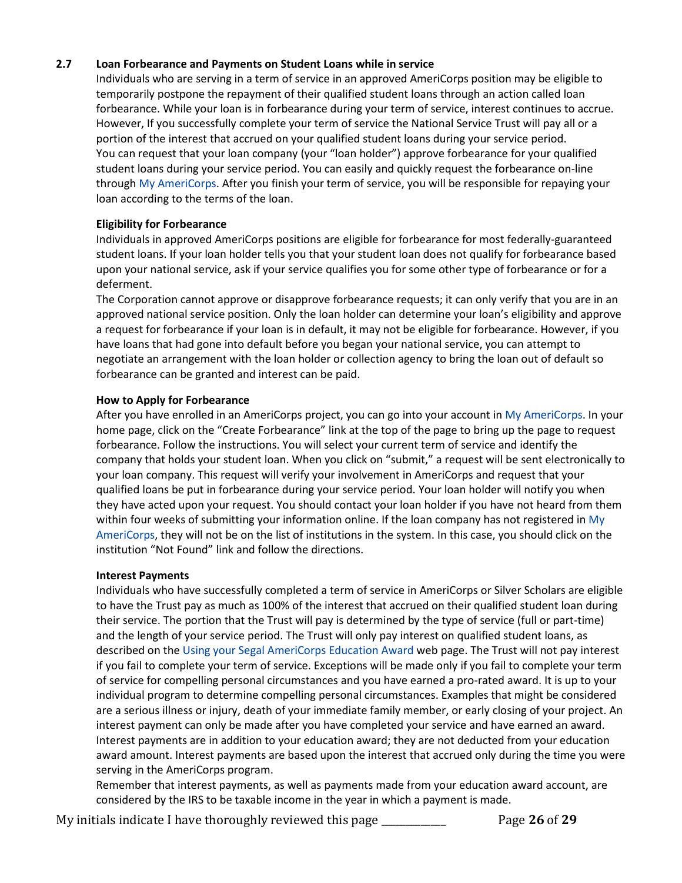### 2.7 Loan Forbearance and Payments on Student Loans while in service

Individuals who are serving in a term of service in an approved AmeriCorps position may be eligible to temporarily postpone the repayment of their qualified student loans through an action called loan forbearance. While your loan is in forbearance during your term of service, interest continues to accrue. However, If you successfully complete your term of service the National Service Trust will pay all or a portion of the interest that accrued on your qualified student loans during your service period.

You can request that your loan company (your "loan holder") approve forbearance for your qualified student loans during your service period. You can easily and quickly request the forbearance on-line through My AmeriCorps. After you finish your term of service, you will be responsible for repaying your loan according to the terms of the loan.

**Eligibility for Forbearance**

Individuals in approved AmeriCorps positions are eligible for forbearance for most federally-guaranteed student loans. If your loan holder tells you that your student loan does not qualify for forbearance based upon your national service, ask if your service qualifies you for some other type of forbearance or for a deferment.

The Corporation cannot approve or disapprove forbearance requests; it can only verify that you are in an approved national service position. Only the loan holder can determine your loan's eligibility and approve a request for forbearance if your loan is in default, it may not be eligible for forbearance. However, if you have loans that had gone into default before you began your national service, you can attempt to negotiate an arrangement with the loan holder or collection agency to bring the loan out of default so forbearance can be granted and interest can be paid.

**How to Apply for Forbearance**

After you have enrolled in an AmeriCorps project, you can go into your account in My AmeriCorps. In your home page, click on the "Create Forbearance" link at the top of the page to bring up the page to request forbearance. Follow the instructions. You will select your current term of service and identify the company that holds your student loan. When you click on "submit," a request will be sent electronically to your loan company. This request will verify your involvement in AmeriCorps and request that your qualified loans be put in forbearance during your service period. Your loan holder will notify you when they have acted upon your request. You should contact your loan holder if you have not heard from them within four weeks of submitting your information online. If the loan company has not registered in My AmeriCorps, they will not be on the list of institutions in the system. In this case, you should click on the institution "Not Found" link and follow the directions.

**Interest Payments**

Individuals who have successfully completed a term of service in AmeriCorps or Silver Scholars are eligible to have the Trust pay as much as 100% of the interest that accrued on their qualified student loan during their service. The portion that the Trust will pay is determined by the type of service (full or part-time) and the length of your service period. The Trust will only pay interest on qualified student loans, as described on the Using your Segal AmeriCorps Education Award web page. The Trust will not pay interest if you fail to complete your term of service. Exceptions will be made only if you fail to complete your term of service for compelling personal circumstances and you have earned a pro-rated award. It is up to your individual program to determine compelling personal circumstances. Examples that might be considered are a serious illness or injury, death of your immediate family member, or early closing of your project. An interest payment can only be made after you have completed your service and have earned an award. Interest payments are in addition to your education award; they are not deducted from your education award amount. Interest payments are based upon the interest that accrued only during the time you were serving in the AmeriCorps program.

Remember that interest payments, as well as payments made from your education award account, are considered by the IRS to be taxable income in the year in which a payment is made.

My initials indicate I have thoroughly reviewed this page ___________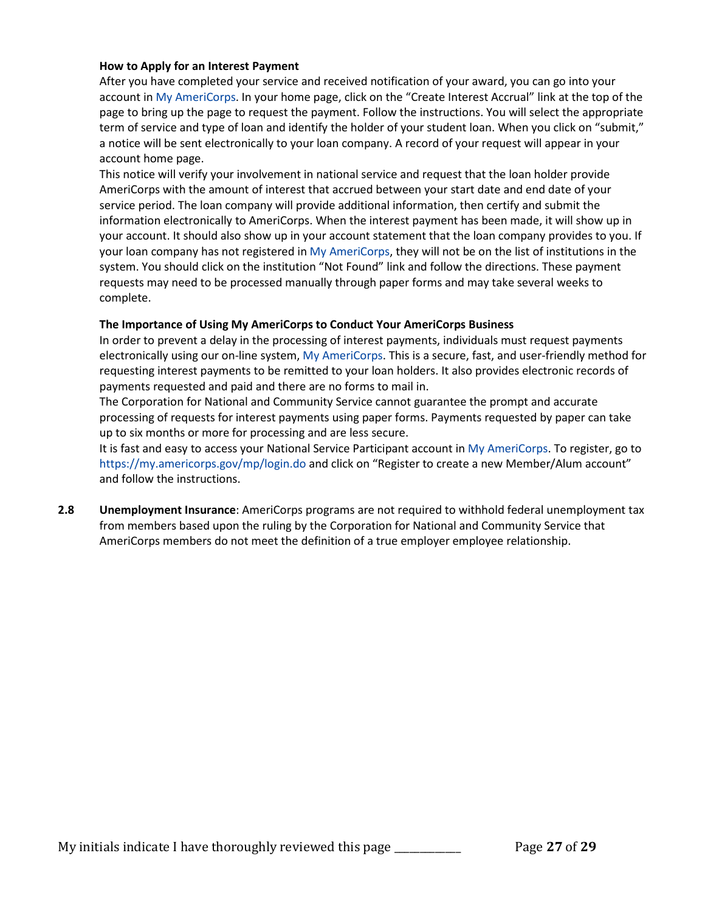**How to Apply for an Interest Payment**

After you have completed your service and received notification of your award, you can go into your account in My AmeriCorps. In your home page, click on the "Create Interest Accrual" link at the top of the page to bring up the page to request the payment. Follow the instructions. You will select the appropriate term of service and type of loan and identify the holder of your student loan. When you click on "submit," a notice will be sent electronically to your loan company. A record of your request will appear in your account home page.

This notice will verify your involvement in national service and request that the loan holder provide AmeriCorps with the amount of interest that accrued between your start date and end date of your service period. The loan company will provide additional information, then certify and submit the information electronically to AmeriCorps. When the interest payment has been made, it will show up in your account. It should also show up in your account statement that the loan company provides to you. If your loan company has not registered in My AmeriCorps, they will not be on the list of institutions in the system. You should click on the institution "Not Found" link and follow the directions. These payment requests may need to be processed manually through paper forms and may take several weeks to complete.

**The Importance of Using My AmeriCorps to Conduct Your AmeriCorps Business**

In order to prevent a delay in the processing of interest payments, individuals must request payments electronically using our on-line system, My AmeriCorps. This is a secure, fast, and user-friendly method for requesting interest payments to be remitted to your loan holders. It also provides electronic records of payments requested and paid and there are no forms to mail in.

The Corporation for National and Community Service cannot guarantee the prompt and accurate processing of requests for interest payments using paper forms. Payments requested by paper can take up to six months or more for processing and are less secure.

It is fast and easy to access your National Service Participant account in My AmeriCorps. To register, go to https://my.americorps.gov/mp/login.do and click on "Register to create a new Member/Alum account" and follow the instructions.

**2.8** **Unemployment Insurance**: AmeriCorps programs are not required to withhold federal unemployment tax from members based upon the ruling by the Corporation for National and Community Service that AmeriCorps members do not meet the definition of a true employer employee relationship.

My initials indicate I have thoroughly reviewed this page ___________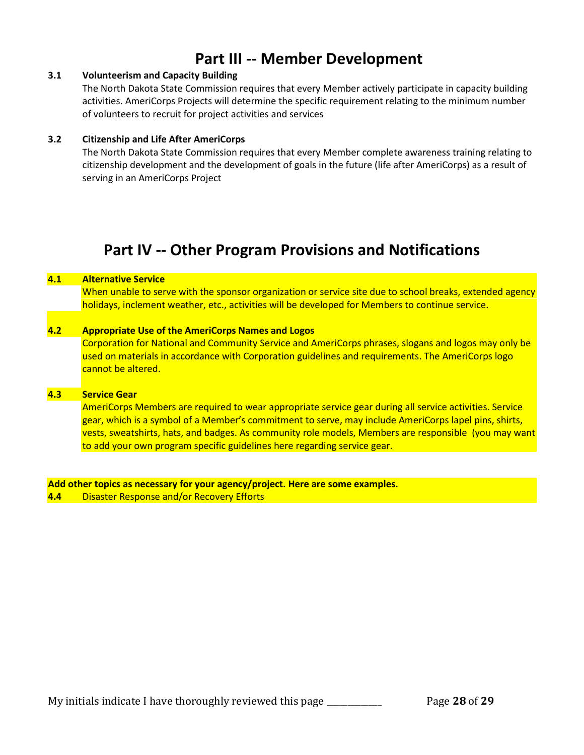# Part III -- Member Development

**3.1 Volunteerism and Capacity Building**

The North Dakota State Commission requires that every Member actively participate in capacity building activities. AmeriCorps Projects will determine the specific requirement relating to the minimum number of volunteers to recruit for project activities and services

**3.2 Citizenship and Life After AmeriCorps**

The North Dakota State Commission requires that every Member complete awareness training relating to citizenship development and the development of goals in the future (life after AmeriCorps) as a result of serving in an AmeriCorps Project

# Part IV -- Other Program Provisions and Notifications

**4.1 Alternative Service**

When unable to serve with the sponsor organization or service site due to school breaks, extended agency holidays, inclement weather, etc., activities will be developed for Members to continue service.

**4.2 Appropriate Use of the AmeriCorps Names and Logos**

Corporation for National and Community Service and AmeriCorps phrases, slogans and logos may only be used on materials in accordance with Corporation guidelines and requirements. The AmeriCorps logo cannot be altered.

**4.3 Service Gear**

AmeriCorps Members are required to wear appropriate service gear during all service activities. Service gear, which is a symbol of a Member's commitment to serve, may include AmeriCorps lapel pins, shirts, vests, sweatshirts, hats, and badges. As community role models, Members are responsible (you may want to add your own program specific guidelines here regarding service gear.

**Add other topics as necessary for your agency/project. Here are some examples.**

**4.4** Disaster Response and/or Recovery Efforts

My initials indicate I have thoroughly reviewed this page ___________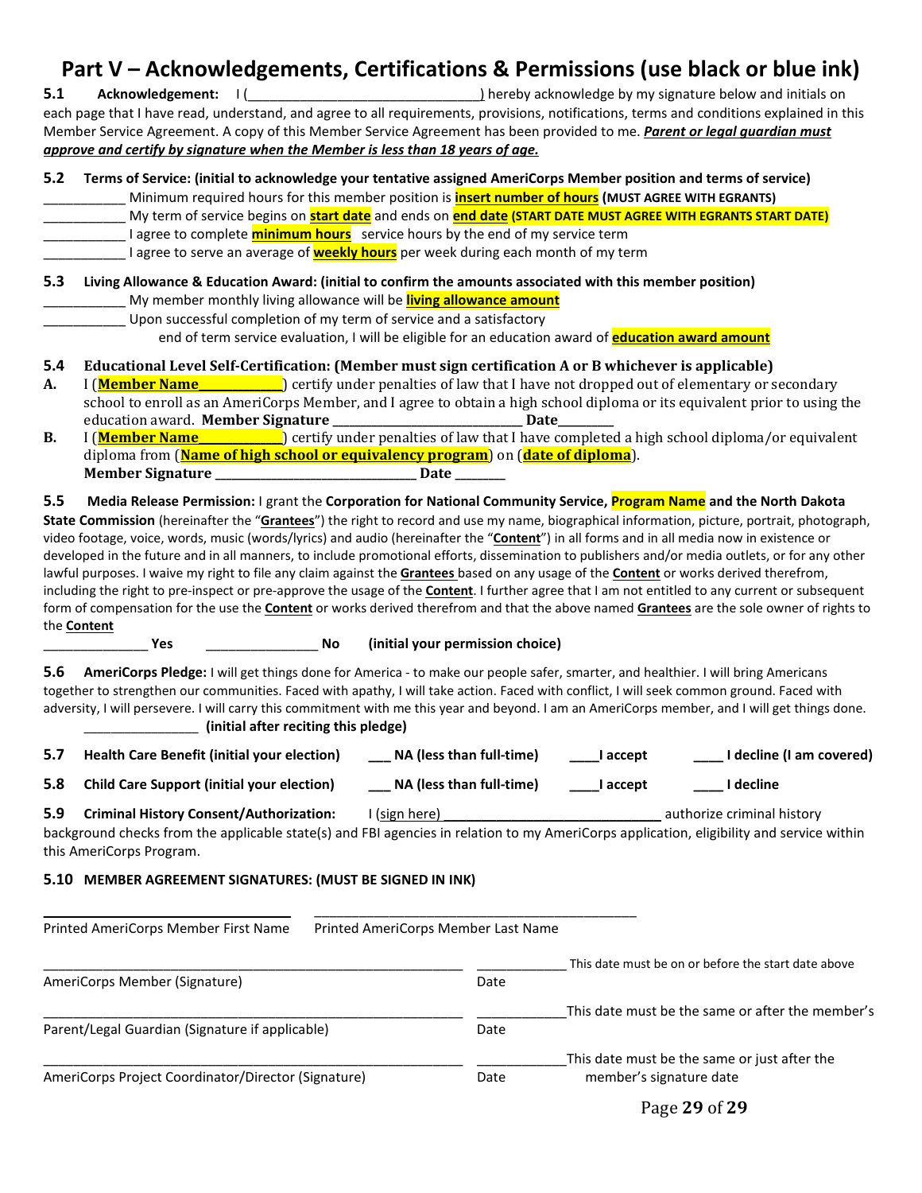# Part V – Acknowledgements, Certifications & Permissions (use black or blue ink)

**5.1 Acknowledgement:** I (________________________________) hereby acknowledge by my signature below and initials on each page that I have read, understand, and agree to all requirements, provisions, notifications, terms and conditions explained in this Member Service Agreement. A copy of this Member Service Agreement has been provided to me. ***Parent or legal guardian must approve and certify by signature when the Member is less than 18 years of age.***

**5.2 Terms of Service: (initial to acknowledge your tentative assigned AmeriCorps Member position and terms of service)**

___________ Minimum required hours for this member position is **insert number of hours** **(MUST AGREE WITH EGRANTS)**

___________ My term of service begins on **start date** and ends on **end date** **(START DATE MUST AGREE WITH EGRANTS START DATE)**

___________ I agree to complete **minimum hours** service hours by the end of my service term

___________ I agree to serve an average of **weekly hours** per week during each month of my term

**5.3 Living Allowance & Education Award: (initial to confirm the amounts associated with this member position)**

___________ My member monthly living allowance will be **living allowance amount**

___________ Upon successful completion of my term of service and a satisfactory end of term service evaluation, I will be eligible for an education award of **education award amount**

**5.4 Educational Level Self-Certification: (Member must sign certification A or B whichever is applicable)**

**A.** I (**Member Name___________**) certify under penalties of law that I have not dropped out of elementary or secondary school to enroll as an AmeriCorps Member, and I agree to obtain a high school diploma or its equivalent prior to using the education award. **Member Signature ____________________________ Date________**

**B.** I (**Member Name___________**) certify under penalties of law that I have completed a high school diploma/or equivalent diploma from (**Name of high school or equivalency program**) on (**date of diploma**).
**Member Signature ____________________________ Date _______**

**5.5 Media Release Permission:** I grant the **Corporation for National Community Service, Program Name and the North Dakota State Commission** (hereinafter the "**Grantees**") the right to record and use my name, biographical information, picture, portrait, photograph, video footage, voice, words, music (words/lyrics) and audio (hereinafter the "**Content**") in all forms and in all media now in existence or developed in the future and in all manners, to include promotional efforts, dissemination to publishers and/or media outlets, or for any other lawful purposes. I waive my right to file any claim against the **Grantees** based on any usage of the **Content** or works derived therefrom, including the right to pre-inspect or pre-approve the usage of the **Content**. I further agree that I am not entitled to any current or subsequent form of compensation for the use the **Content** or works derived therefrom and that the above named **Grantees** are the sole owner of rights to the **Content**

______________ **Yes** _______________ **No** **(initial your permission choice)**

**5.6 AmeriCorps Pledge:** I will get things done for America - to make our people safer, smarter, and healthier. I will bring Americans together to strengthen our communities. Faced with apathy, I will take action. Faced with conflict, I will seek common ground. Faced with adversity, I will persevere. I will carry this commitment with me this year and beyond. I am an AmeriCorps member, and I will get things done.

_______________ **(initial after reciting this pledge)**

**5.7 Health Care Benefit (initial your election)** ___ **NA (less than full-time)** ____**I accept** ____ **I decline (I am covered)**

**5.8 Child Care Support (initial your election)** ___ **NA (less than full-time)** ____**I accept** ____ **I decline**

**5.9 Criminal History Consent/Authorization:** I (sign here) ____________________________ authorize criminal history background checks from the applicable state(s) and FBI agencies in relation to my AmeriCorps application, eligibility and service within this AmeriCorps Program.

**5.10 MEMBER AGREEMENT SIGNATURES: (MUST BE SIGNED IN INK)**

____________________________ ________________________________________
Printed AmeriCorps Member First Name Printed AmeriCorps Member Last Name

________________________________________________________ ____________ This date must be on or before the start date above
AmeriCorps Member (Signature) Date

________________________________________________________ ____________This date must be the same or after the member's
Parent/Legal Guardian (Signature if applicable) Date

________________________________________________________ ____________This date must be the same or just after the member's signature date
AmeriCorps Project Coordinator/Director (Signature) Date